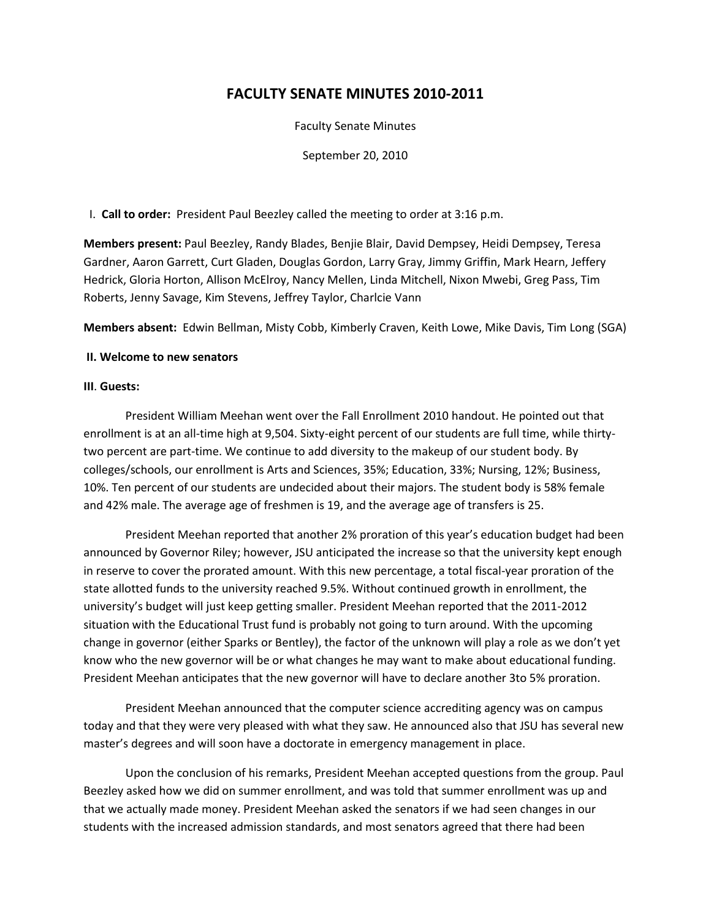# FACULTY SENATE MINUTES 2010-2011

Faculty Senate Minutes

September 20, 2010

I. **Call to order:** President Paul Beezley called the meeting to order at 3:16 p.m.

**Members present:** Paul Beezley, Randy Blades, Benjie Blair, David Dempsey, Heidi Dempsey, Teresa Gardner, Aaron Garrett, Curt Gladen, Douglas Gordon, Larry Gray, Jimmy Griffin, Mark Hearn, Jeffery Hedrick, Gloria Horton, Allison McElroy, Nancy Mellen, Linda Mitchell, Nixon Mwebi, Greg Pass, Tim Roberts, Jenny Savage, Kim Stevens, Jeffrey Taylor, Charlcie Vann

**Members absent:** Edwin Bellman, Misty Cobb, Kimberly Craven, Keith Lowe, Mike Davis, Tim Long (SGA)

**II. Welcome to new senators**

**III. Guests:**

President William Meehan went over the Fall Enrollment 2010 handout. He pointed out that enrollment is at an all-time high at 9,504. Sixty-eight percent of our students are full time, while thirty-two percent are part-time. We continue to add diversity to the makeup of our student body. By colleges/schools, our enrollment is Arts and Sciences, 35%; Education, 33%; Nursing, 12%; Business, 10%. Ten percent of our students are undecided about their majors. The student body is 58% female and 42% male. The average age of freshmen is 19, and the average age of transfers is 25.

President Meehan reported that another 2% proration of this year's education budget had been announced by Governor Riley; however, JSU anticipated the increase so that the university kept enough in reserve to cover the prorated amount. With this new percentage, a total fiscal-year proration of the state allotted funds to the university reached 9.5%. Without continued growth in enrollment, the university's budget will just keep getting smaller. President Meehan reported that the 2011-2012 situation with the Educational Trust fund is probably not going to turn around. With the upcoming change in governor (either Sparks or Bentley), the factor of the unknown will play a role as we don't yet know who the new governor will be or what changes he may want to make about educational funding. President Meehan anticipates that the new governor will have to declare another 3to 5% proration.

President Meehan announced that the computer science accrediting agency was on campus today and that they were very pleased with what they saw. He announced also that JSU has several new master's degrees and will soon have a doctorate in emergency management in place.

Upon the conclusion of his remarks, President Meehan accepted questions from the group. Paul Beezley asked how we did on summer enrollment, and was told that summer enrollment was up and that we actually made money. President Meehan asked the senators if we had seen changes in our students with the increased admission standards, and most senators agreed that there had been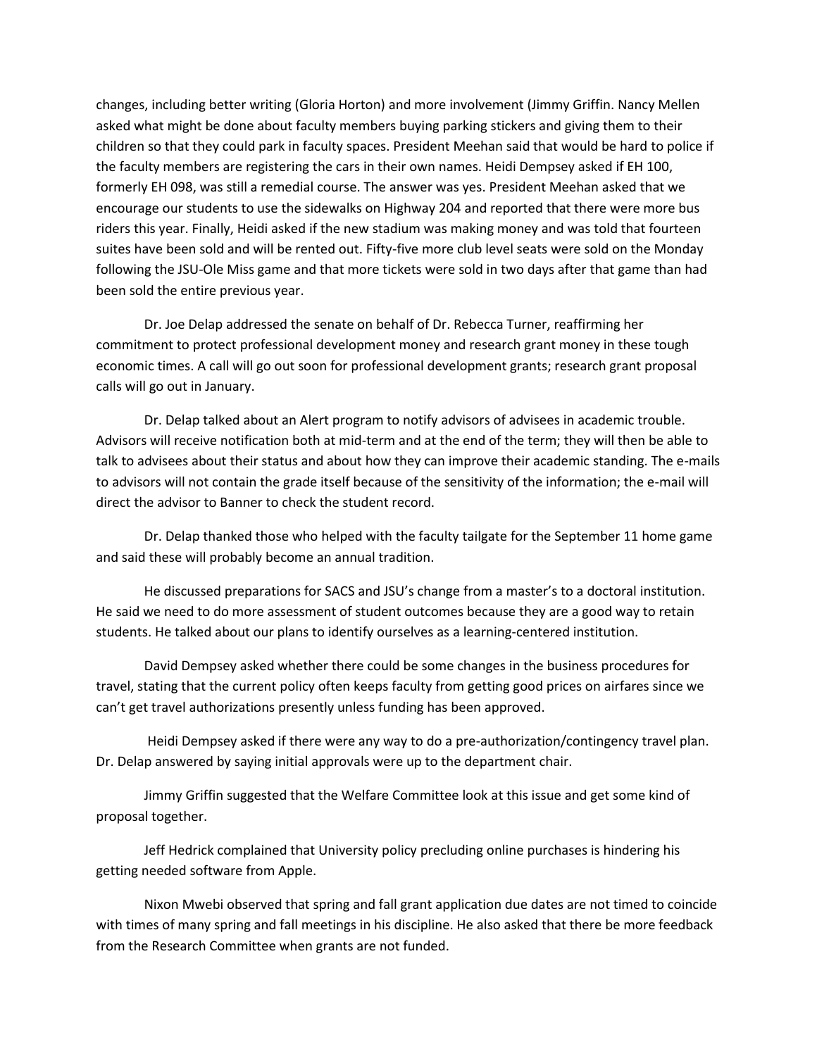changes, including better writing (Gloria Horton) and more involvement (Jimmy Griffin. Nancy Mellen asked what might be done about faculty members buying parking stickers and giving them to their children so that they could park in faculty spaces. President Meehan said that would be hard to police if the faculty members are registering the cars in their own names. Heidi Dempsey asked if EH 100, formerly EH 098, was still a remedial course. The answer was yes. President Meehan asked that we encourage our students to use the sidewalks on Highway 204 and reported that there were more bus riders this year. Finally, Heidi asked if the new stadium was making money and was told that fourteen suites have been sold and will be rented out. Fifty-five more club level seats were sold on the Monday following the JSU-Ole Miss game and that more tickets were sold in two days after that game than had been sold the entire previous year.

Dr. Joe Delap addressed the senate on behalf of Dr. Rebecca Turner, reaffirming her commitment to protect professional development money and research grant money in these tough economic times. A call will go out soon for professional development grants; research grant proposal calls will go out in January.

Dr. Delap talked about an Alert program to notify advisors of advisees in academic trouble. Advisors will receive notification both at mid-term and at the end of the term; they will then be able to talk to advisees about their status and about how they can improve their academic standing. The e-mails to advisors will not contain the grade itself because of the sensitivity of the information; the e-mail will direct the advisor to Banner to check the student record.

Dr. Delap thanked those who helped with the faculty tailgate for the September 11 home game and said these will probably become an annual tradition.

He discussed preparations for SACS and JSU's change from a master's to a doctoral institution. He said we need to do more assessment of student outcomes because they are a good way to retain students. He talked about our plans to identify ourselves as a learning-centered institution.

David Dempsey asked whether there could be some changes in the business procedures for travel, stating that the current policy often keeps faculty from getting good prices on airfares since we can't get travel authorizations presently unless funding has been approved.

Heidi Dempsey asked if there were any way to do a pre-authorization/contingency travel plan. Dr. Delap answered by saying initial approvals were up to the department chair.

Jimmy Griffin suggested that the Welfare Committee look at this issue and get some kind of proposal together.

Jeff Hedrick complained that University policy precluding online purchases is hindering his getting needed software from Apple.

Nixon Mwebi observed that spring and fall grant application due dates are not timed to coincide with times of many spring and fall meetings in his discipline. He also asked that there be more feedback from the Research Committee when grants are not funded.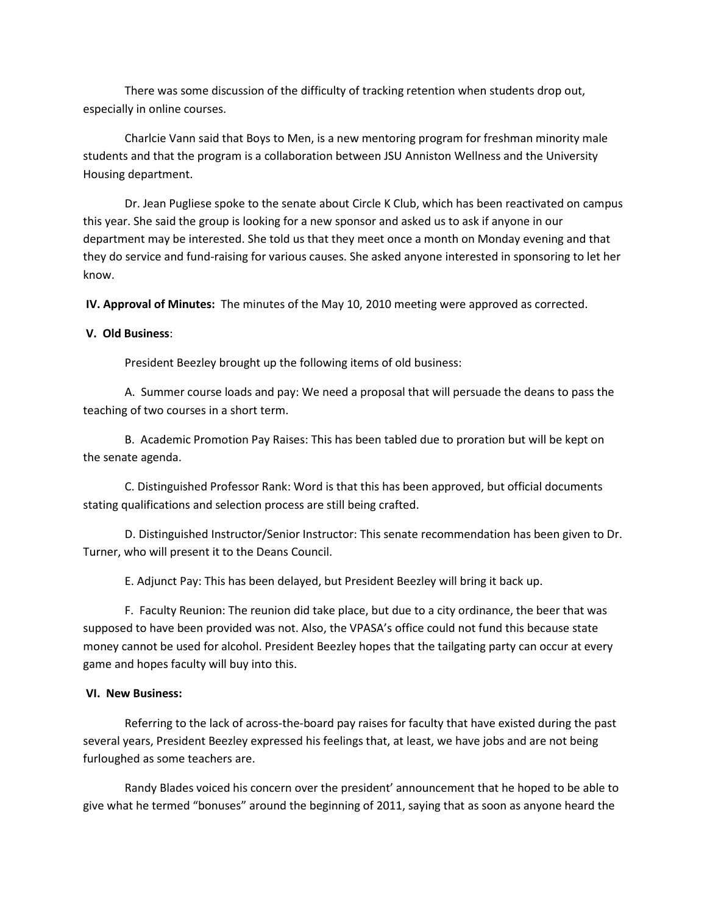There was some discussion of the difficulty of tracking retention when students drop out, especially in online courses.

Charlcie Vann said that Boys to Men, is a new mentoring program for freshman minority male students and that the program is a collaboration between JSU Anniston Wellness and the University Housing department.

Dr. Jean Pugliese spoke to the senate about Circle K Club, which has been reactivated on campus this year. She said the group is looking for a new sponsor and asked us to ask if anyone in our department may be interested. She told us that they meet once a month on Monday evening and that they do service and fund-raising for various causes. She asked anyone interested in sponsoring to let her know.

**IV. Approval of Minutes:** The minutes of the May 10, 2010 meeting were approved as corrected.

**V. Old Business**:

President Beezley brought up the following items of old business:

A. Summer course loads and pay: We need a proposal that will persuade the deans to pass the teaching of two courses in a short term.

B. Academic Promotion Pay Raises: This has been tabled due to proration but will be kept on the senate agenda.

C. Distinguished Professor Rank: Word is that this has been approved, but official documents stating qualifications and selection process are still being crafted.

D. Distinguished Instructor/Senior Instructor: This senate recommendation has been given to Dr. Turner, who will present it to the Deans Council.

E. Adjunct Pay: This has been delayed, but President Beezley will bring it back up.

F. Faculty Reunion: The reunion did take place, but due to a city ordinance, the beer that was supposed to have been provided was not. Also, the VPASA's office could not fund this because state money cannot be used for alcohol. President Beezley hopes that the tailgating party can occur at every game and hopes faculty will buy into this.

**VI. New Business:**

Referring to the lack of across-the-board pay raises for faculty that have existed during the past several years, President Beezley expressed his feelings that, at least, we have jobs and are not being furloughed as some teachers are.

Randy Blades voiced his concern over the president' announcement that he hoped to be able to give what he termed "bonuses" around the beginning of 2011, saying that as soon as anyone heard the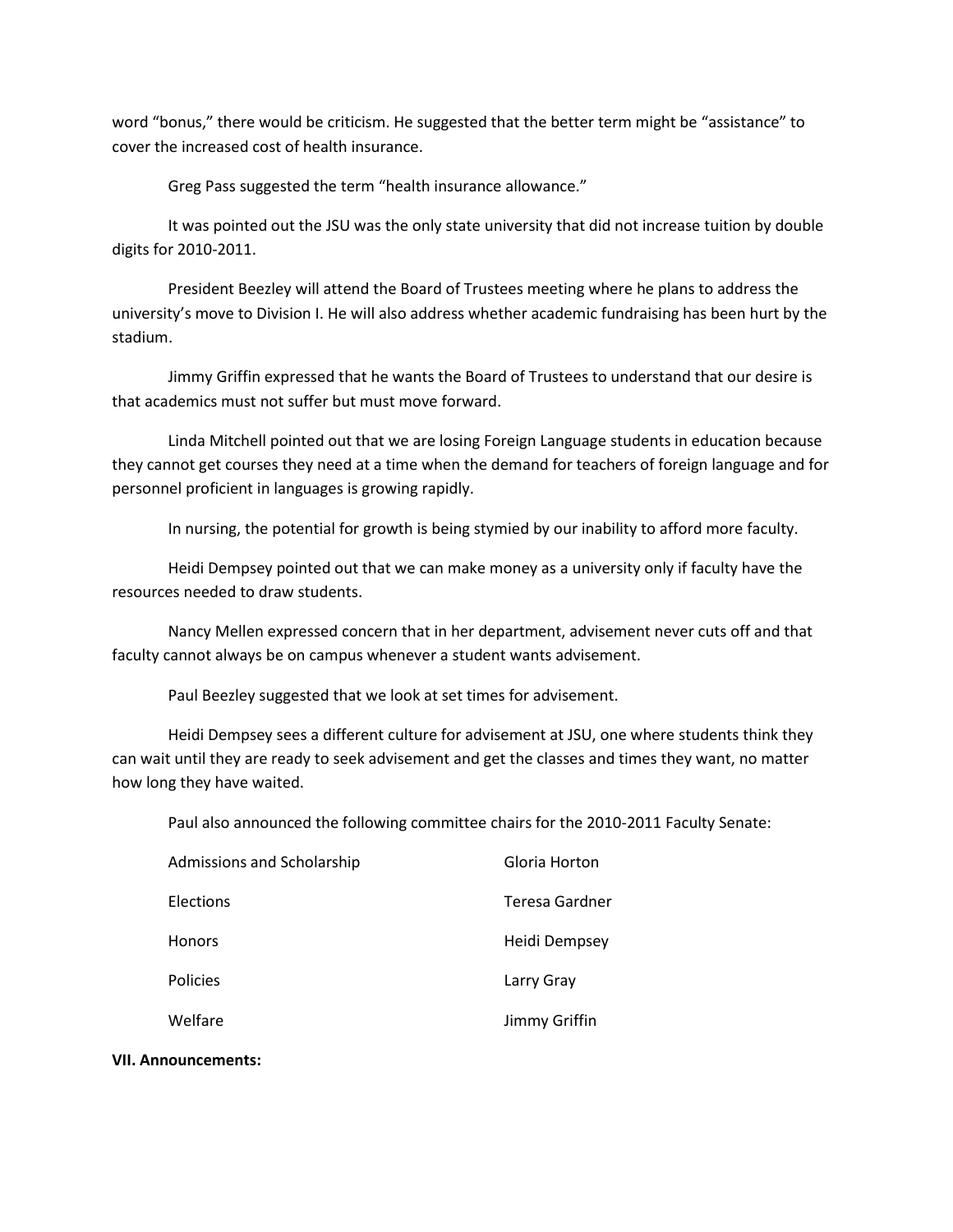word "bonus," there would be criticism. He suggested that the better term might be "assistance" to cover the increased cost of health insurance.

Greg Pass suggested the term "health insurance allowance."

It was pointed out the JSU was the only state university that did not increase tuition by double digits for 2010-2011.

President Beezley will attend the Board of Trustees meeting where he plans to address the university's move to Division I. He will also address whether academic fundraising has been hurt by the stadium.

Jimmy Griffin expressed that he wants the Board of Trustees to understand that our desire is that academics must not suffer but must move forward.

Linda Mitchell pointed out that we are losing Foreign Language students in education because they cannot get courses they need at a time when the demand for teachers of foreign language and for personnel proficient in languages is growing rapidly.

In nursing, the potential for growth is being stymied by our inability to afford more faculty.

Heidi Dempsey pointed out that we can make money as a university only if faculty have the resources needed to draw students.

Nancy Mellen expressed concern that in her department, advisement never cuts off and that faculty cannot always be on campus whenever a student wants advisement.

Paul Beezley suggested that we look at set times for advisement.

Heidi Dempsey sees a different culture for advisement at JSU, one where students think they can wait until they are ready to seek advisement and get the classes and times they want, no matter how long they have waited.

Paul also announced the following committee chairs for the 2010-2011 Faculty Senate:

| | |
|---|---|
| Admissions and Scholarship | Gloria Horton |
| Elections | Teresa Gardner |
| Honors | Heidi Dempsey |
| Policies | Larry Gray |
| Welfare | Jimmy Griffin |

**VII. Announcements:**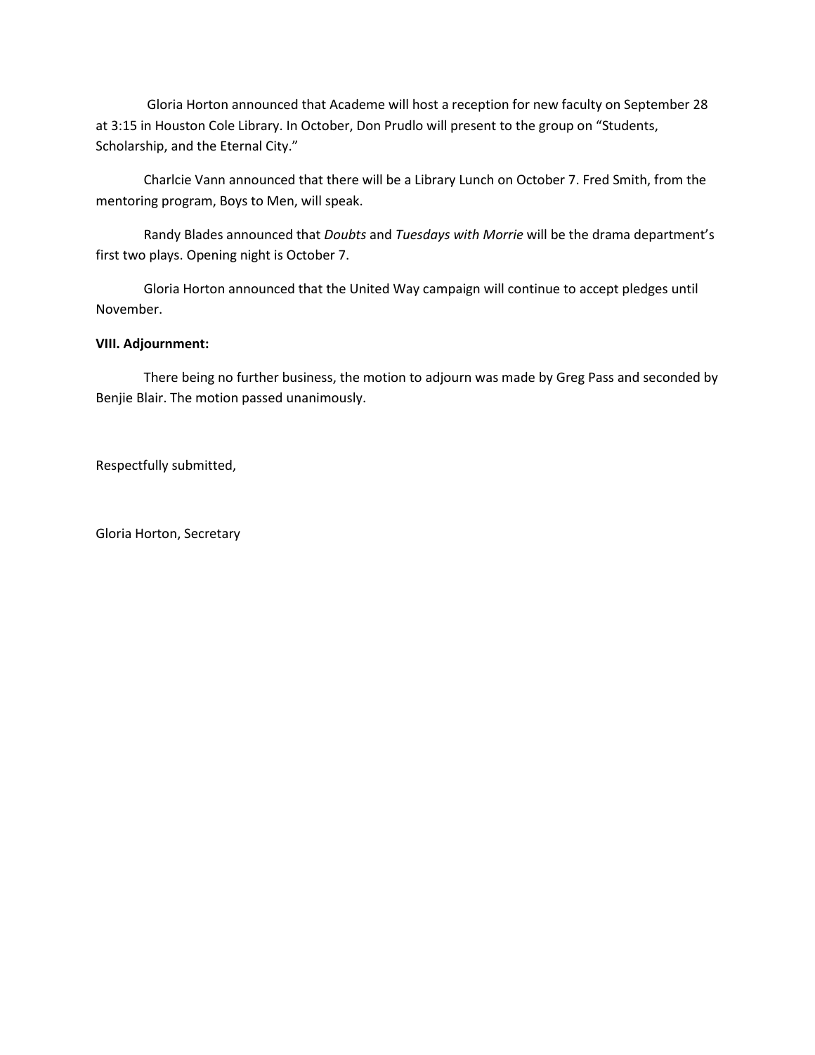Gloria Horton announced that Academe will host a reception for new faculty on September 28 at 3:15 in Houston Cole Library. In October, Don Prudlo will present to the group on "Students, Scholarship, and the Eternal City."

Charlcie Vann announced that there will be a Library Lunch on October 7. Fred Smith, from the mentoring program, Boys to Men, will speak.

Randy Blades announced that *Doubts* and *Tuesdays with Morrie* will be the drama department's first two plays. Opening night is October 7.

Gloria Horton announced that the United Way campaign will continue to accept pledges until November.

**VIII. Adjournment:**

There being no further business, the motion to adjourn was made by Greg Pass and seconded by Benjie Blair. The motion passed unanimously.

Respectfully submitted,

Gloria Horton, Secretary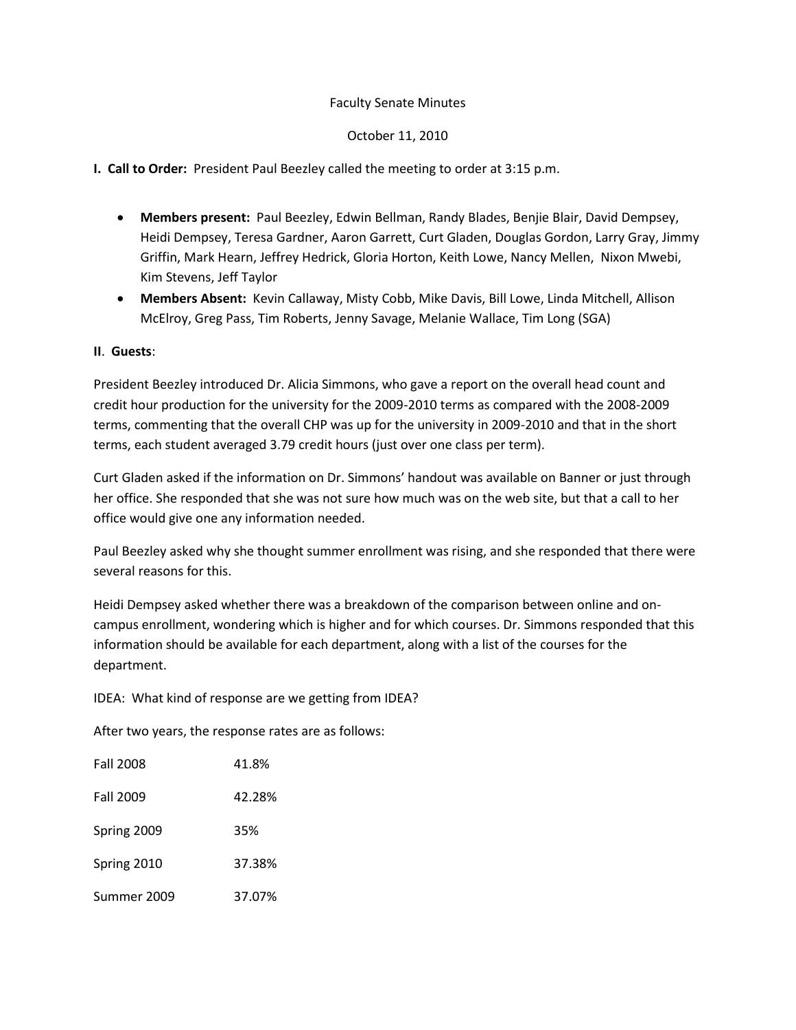Faculty Senate Minutes

October 11, 2010

**I. Call to Order:** President Paul Beezley called the meeting to order at 3:15 p.m.

- **Members present:** Paul Beezley, Edwin Bellman, Randy Blades, Benjie Blair, David Dempsey, Heidi Dempsey, Teresa Gardner, Aaron Garrett, Curt Gladen, Douglas Gordon, Larry Gray, Jimmy Griffin, Mark Hearn, Jeffrey Hedrick, Gloria Horton, Keith Lowe, Nancy Mellen, Nixon Mwebi, Kim Stevens, Jeff Taylor
- **Members Absent:** Kevin Callaway, Misty Cobb, Mike Davis, Bill Lowe, Linda Mitchell, Allison McElroy, Greg Pass, Tim Roberts, Jenny Savage, Melanie Wallace, Tim Long (SGA)

**II. Guests:**

President Beezley introduced Dr. Alicia Simmons, who gave a report on the overall head count and credit hour production for the university for the 2009-2010 terms as compared with the 2008-2009 terms, commenting that the overall CHP was up for the university in 2009-2010 and that in the short terms, each student averaged 3.79 credit hours (just over one class per term).

Curt Gladen asked if the information on Dr. Simmons' handout was available on Banner or just through her office. She responded that she was not sure how much was on the web site, but that a call to her office would give one any information needed.

Paul Beezley asked why she thought summer enrollment was rising, and she responded that there were several reasons for this.

Heidi Dempsey asked whether there was a breakdown of the comparison between online and on-campus enrollment, wondering which is higher and for which courses. Dr. Simmons responded that this information should be available for each department, along with a list of the courses for the department.

IDEA: What kind of response are we getting from IDEA?

After two years, the response rates are as follows:

| | |
|---|---|
| Fall 2008 | 41.8% |
| Fall 2009 | 42.28% |
| Spring 2009 | 35% |
| Spring 2010 | 37.38% |
| Summer 2009 | 37.07% |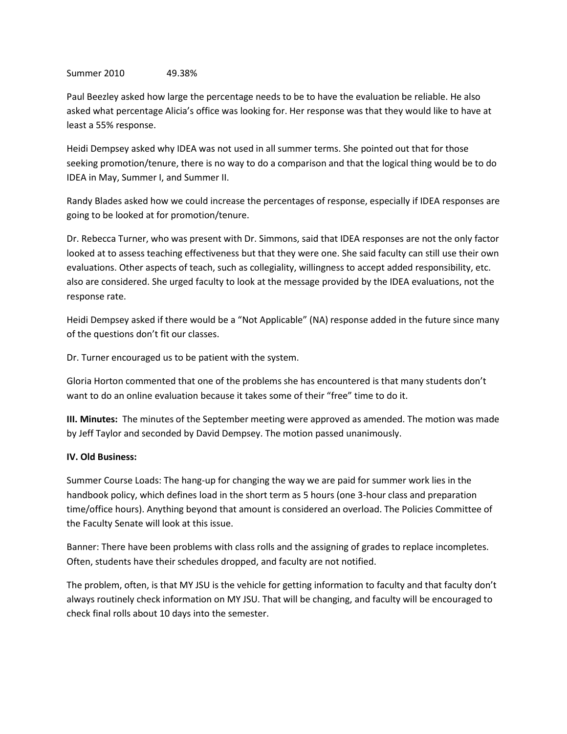Summer 2010 49.38%

Paul Beezley asked how large the percentage needs to be to have the evaluation be reliable. He also asked what percentage Alicia's office was looking for. Her response was that they would like to have at least a 55% response.

Heidi Dempsey asked why IDEA was not used in all summer terms. She pointed out that for those seeking promotion/tenure, there is no way to do a comparison and that the logical thing would be to do IDEA in May, Summer I, and Summer II.

Randy Blades asked how we could increase the percentages of response, especially if IDEA responses are going to be looked at for promotion/tenure.

Dr. Rebecca Turner, who was present with Dr. Simmons, said that IDEA responses are not the only factor looked at to assess teaching effectiveness but that they were one. She said faculty can still use their own evaluations. Other aspects of teach, such as collegiality, willingness to accept added responsibility, etc. also are considered. She urged faculty to look at the message provided by the IDEA evaluations, not the response rate.

Heidi Dempsey asked if there would be a "Not Applicable" (NA) response added in the future since many of the questions don't fit our classes.

Dr. Turner encouraged us to be patient with the system.

Gloria Horton commented that one of the problems she has encountered is that many students don't want to do an online evaluation because it takes some of their "free" time to do it.

**III. Minutes:** The minutes of the September meeting were approved as amended. The motion was made by Jeff Taylor and seconded by David Dempsey. The motion passed unanimously.

**IV. Old Business:**

Summer Course Loads: The hang-up for changing the way we are paid for summer work lies in the handbook policy, which defines load in the short term as 5 hours (one 3-hour class and preparation time/office hours). Anything beyond that amount is considered an overload. The Policies Committee of the Faculty Senate will look at this issue.

Banner: There have been problems with class rolls and the assigning of grades to replace incompletes. Often, students have their schedules dropped, and faculty are not notified.

The problem, often, is that MY JSU is the vehicle for getting information to faculty and that faculty don't always routinely check information on MY JSU. That will be changing, and faculty will be encouraged to check final rolls about 10 days into the semester.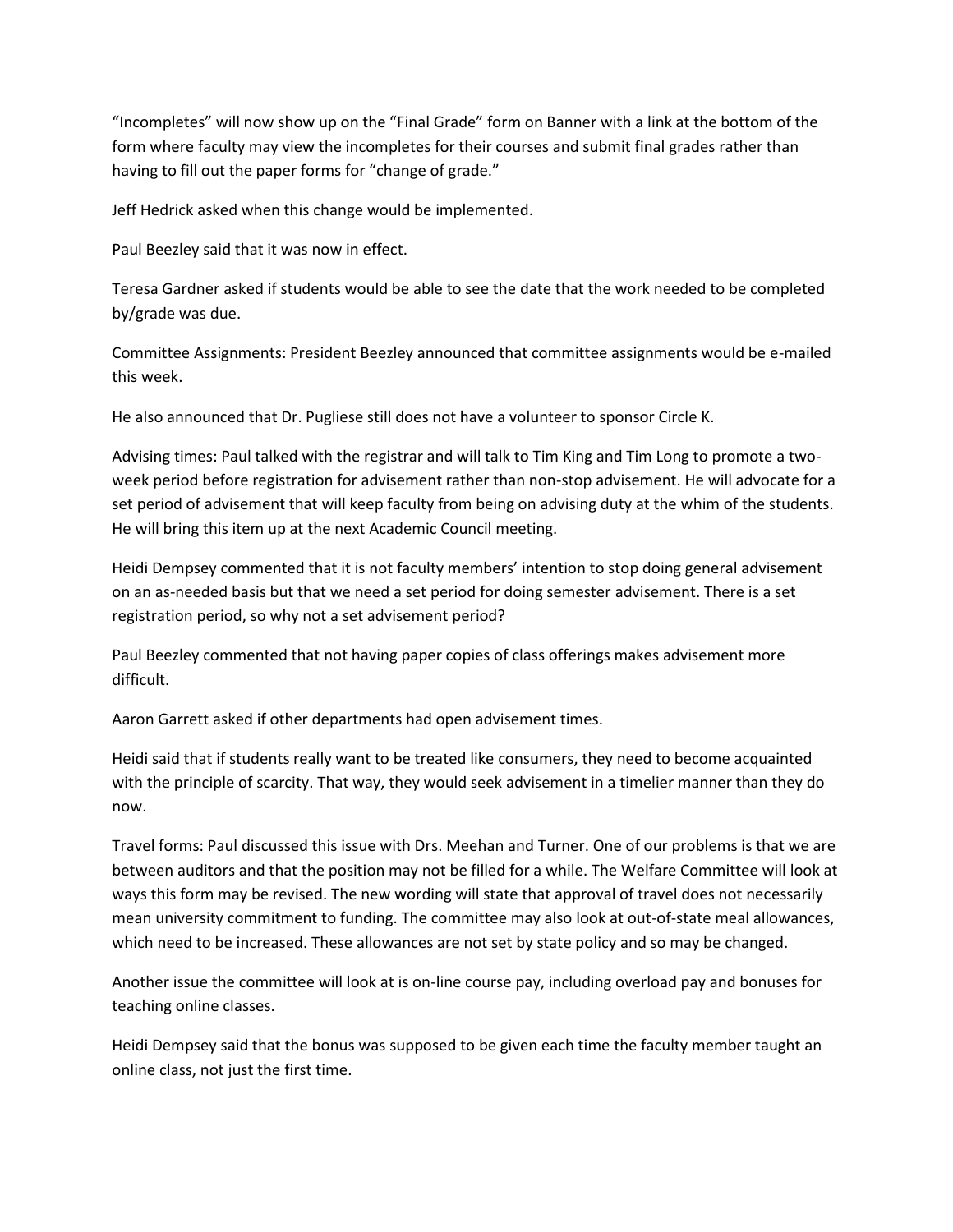"Incompletes" will now show up on the "Final Grade" form on Banner with a link at the bottom of the form where faculty may view the incompletes for their courses and submit final grades rather than having to fill out the paper forms for "change of grade."

Jeff Hedrick asked when this change would be implemented.

Paul Beezley said that it was now in effect.

Teresa Gardner asked if students would be able to see the date that the work needed to be completed by/grade was due.

Committee Assignments: President Beezley announced that committee assignments would be e-mailed this week.

He also announced that Dr. Pugliese still does not have a volunteer to sponsor Circle K.

Advising times: Paul talked with the registrar and will talk to Tim King and Tim Long to promote a two-week period before registration for advisement rather than non-stop advisement. He will advocate for a set period of advisement that will keep faculty from being on advising duty at the whim of the students. He will bring this item up at the next Academic Council meeting.

Heidi Dempsey commented that it is not faculty members' intention to stop doing general advisement on an as-needed basis but that we need a set period for doing semester advisement. There is a set registration period, so why not a set advisement period?

Paul Beezley commented that not having paper copies of class offerings makes advisement more difficult.

Aaron Garrett asked if other departments had open advisement times.

Heidi said that if students really want to be treated like consumers, they need to become acquainted with the principle of scarcity. That way, they would seek advisement in a timelier manner than they do now.

Travel forms: Paul discussed this issue with Drs. Meehan and Turner. One of our problems is that we are between auditors and that the position may not be filled for a while. The Welfare Committee will look at ways this form may be revised. The new wording will state that approval of travel does not necessarily mean university commitment to funding. The committee may also look at out-of-state meal allowances, which need to be increased. These allowances are not set by state policy and so may be changed.

Another issue the committee will look at is on-line course pay, including overload pay and bonuses for teaching online classes.

Heidi Dempsey said that the bonus was supposed to be given each time the faculty member taught an online class, not just the first time.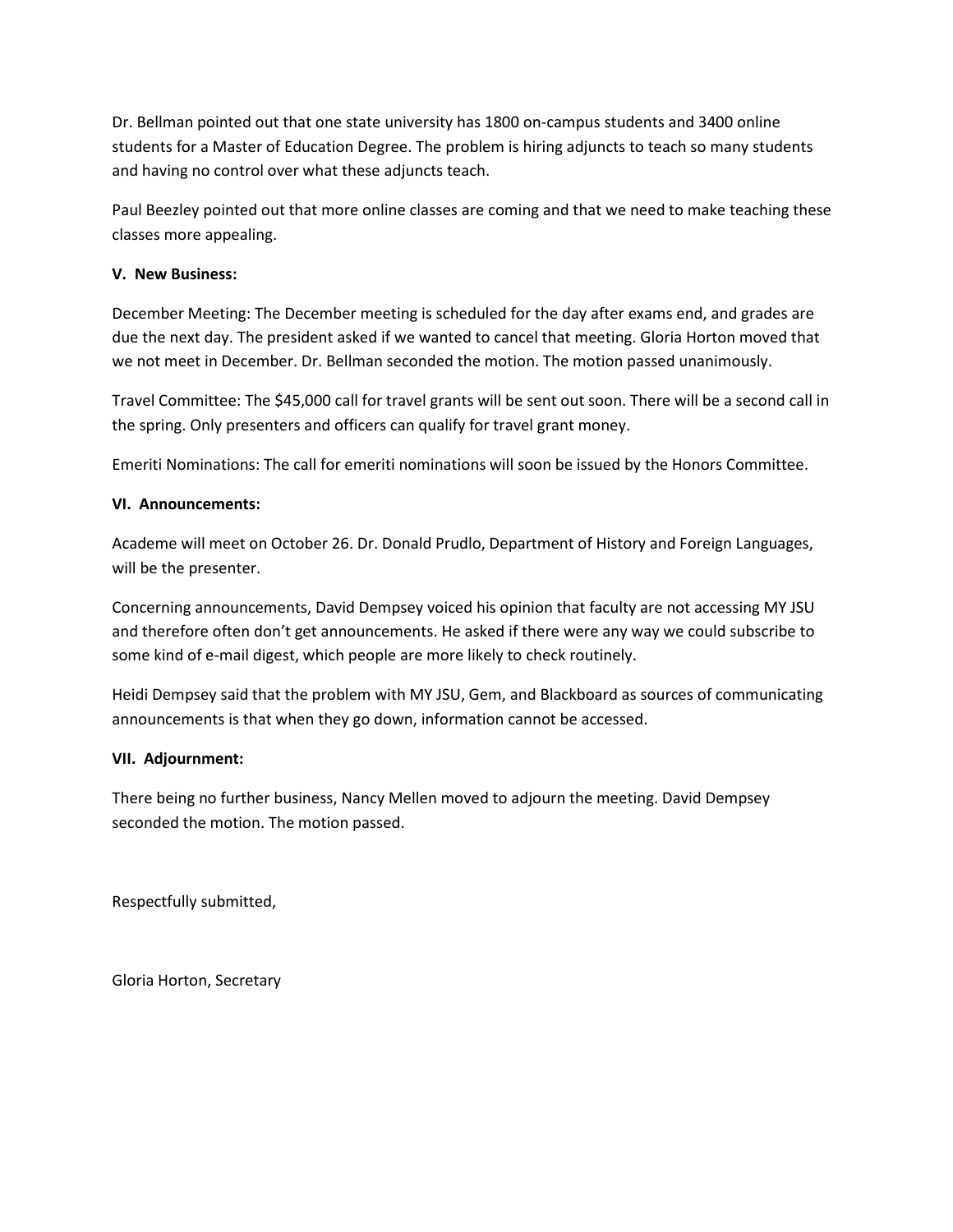Dr. Bellman pointed out that one state university has 1800 on-campus students and 3400 online students for a Master of Education Degree. The problem is hiring adjuncts to teach so many students and having no control over what these adjuncts teach.

Paul Beezley pointed out that more online classes are coming and that we need to make teaching these classes more appealing.

**V. New Business:**

December Meeting: The December meeting is scheduled for the day after exams end, and grades are due the next day. The president asked if we wanted to cancel that meeting. Gloria Horton moved that we not meet in December. Dr. Bellman seconded the motion. The motion passed unanimously.

Travel Committee: The $45,000 call for travel grants will be sent out soon. There will be a second call in the spring. Only presenters and officers can qualify for travel grant money.

Emeriti Nominations: The call for emeriti nominations will soon be issued by the Honors Committee.

**VI. Announcements:**

Academe will meet on October 26. Dr. Donald Prudlo, Department of History and Foreign Languages, will be the presenter.

Concerning announcements, David Dempsey voiced his opinion that faculty are not accessing MY JSU and therefore often don't get announcements. He asked if there were any way we could subscribe to some kind of e-mail digest, which people are more likely to check routinely.

Heidi Dempsey said that the problem with MY JSU, Gem, and Blackboard as sources of communicating announcements is that when they go down, information cannot be accessed.

**VII. Adjournment:**

There being no further business, Nancy Mellen moved to adjourn the meeting. David Dempsey seconded the motion. The motion passed.

Respectfully submitted,

Gloria Horton, Secretary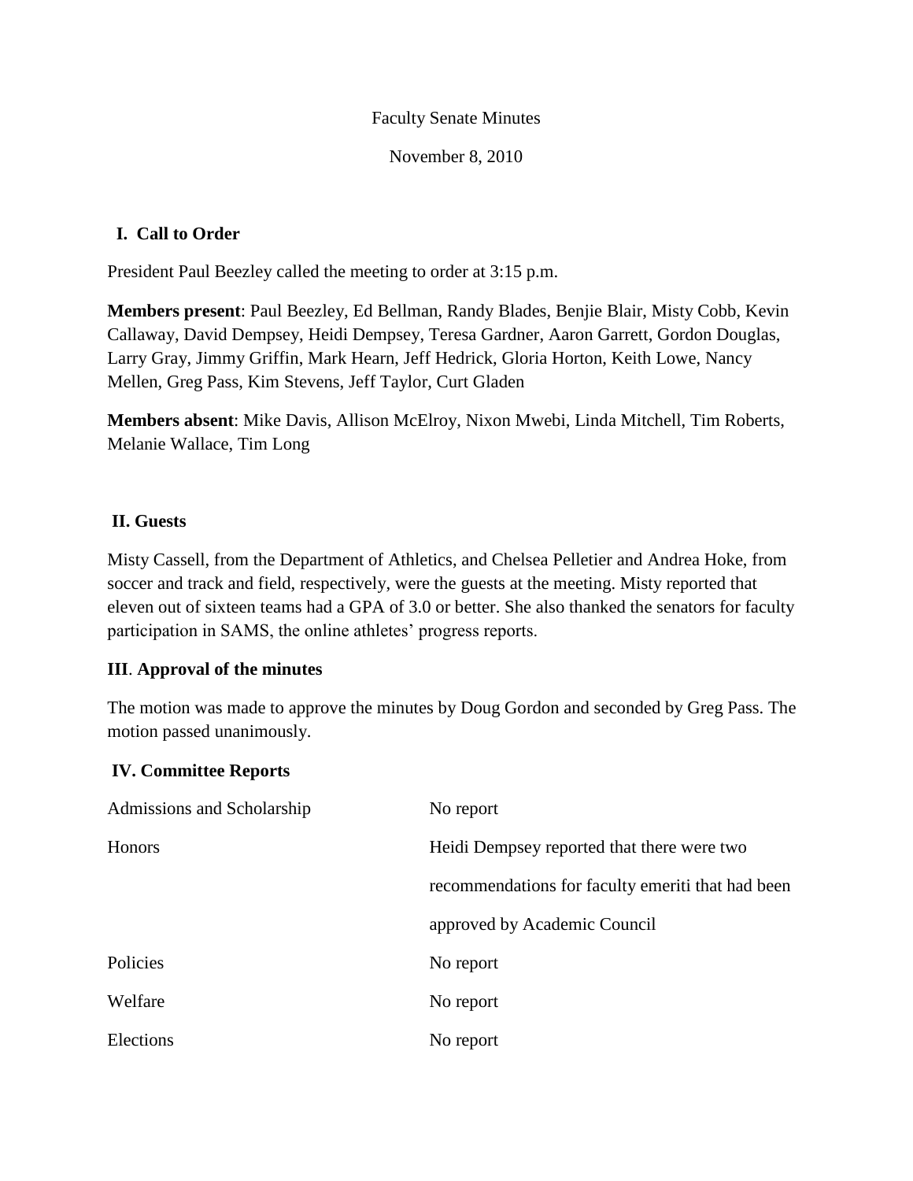Faculty Senate Minutes

November 8, 2010

## I. Call to Order

President Paul Beezley called the meeting to order at 3:15 p.m.

**Members present**: Paul Beezley, Ed Bellman, Randy Blades, Benjie Blair, Misty Cobb, Kevin Callaway, David Dempsey, Heidi Dempsey, Teresa Gardner, Aaron Garrett, Gordon Douglas, Larry Gray, Jimmy Griffin, Mark Hearn, Jeff Hedrick, Gloria Horton, Keith Lowe, Nancy Mellen, Greg Pass, Kim Stevens, Jeff Taylor, Curt Gladen

**Members absent**: Mike Davis, Allison McElroy, Nixon Mwebi, Linda Mitchell, Tim Roberts, Melanie Wallace, Tim Long

## II. Guests

Misty Cassell, from the Department of Athletics, and Chelsea Pelletier and Andrea Hoke, from soccer and track and field, respectively, were the guests at the meeting. Misty reported that eleven out of sixteen teams had a GPA of 3.0 or better. She also thanked the senators for faculty participation in SAMS, the online athletes' progress reports.

## III. Approval of the minutes

The motion was made to approve the minutes by Doug Gordon and seconded by Greg Pass. The motion passed unanimously.

## IV. Committee Reports

| | |
|---|---|
| Admissions and Scholarship | No report |
| Honors | Heidi Dempsey reported that there were two recommendations for faculty emeriti that had been approved by Academic Council |
| Policies | No report |
| Welfare | No report |
| Elections | No report |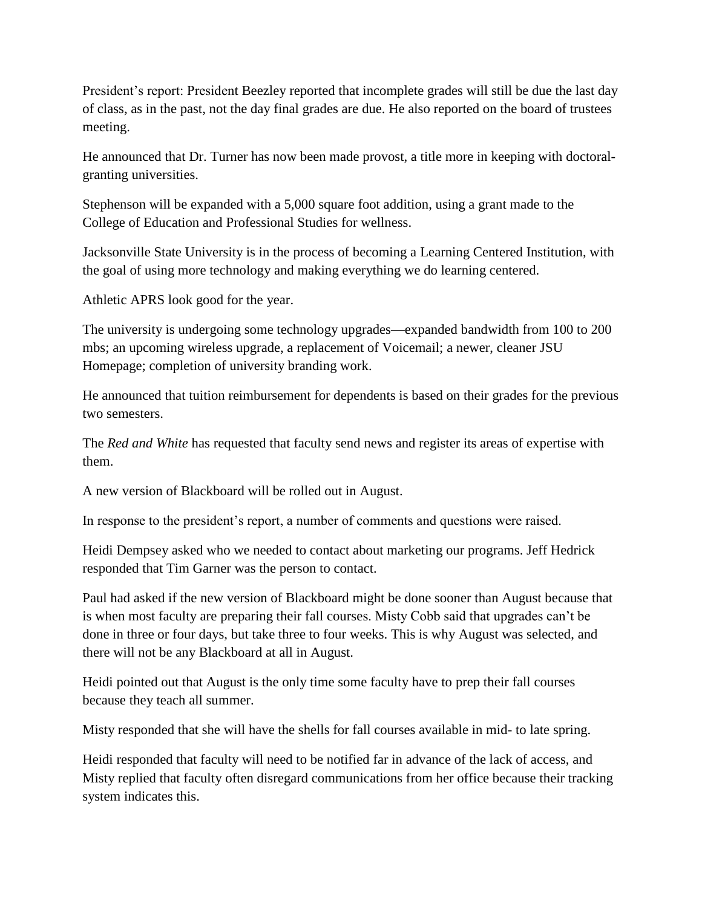President's report: President Beezley reported that incomplete grades will still be due the last day of class, as in the past, not the day final grades are due. He also reported on the board of trustees meeting.

He announced that Dr. Turner has now been made provost, a title more in keeping with doctoral-granting universities.

Stephenson will be expanded with a 5,000 square foot addition, using a grant made to the College of Education and Professional Studies for wellness.

Jacksonville State University is in the process of becoming a Learning Centered Institution, with the goal of using more technology and making everything we do learning centered.

Athletic APRS look good for the year.

The university is undergoing some technology upgrades—expanded bandwidth from 100 to 200 mbs; an upcoming wireless upgrade, a replacement of Voicemail; a newer, cleaner JSU Homepage; completion of university branding work.

He announced that tuition reimbursement for dependents is based on their grades for the previous two semesters.

The *Red and White* has requested that faculty send news and register its areas of expertise with them.

A new version of Blackboard will be rolled out in August.

In response to the president's report, a number of comments and questions were raised.

Heidi Dempsey asked who we needed to contact about marketing our programs. Jeff Hedrick responded that Tim Garner was the person to contact.

Paul had asked if the new version of Blackboard might be done sooner than August because that is when most faculty are preparing their fall courses. Misty Cobb said that upgrades can't be done in three or four days, but take three to four weeks. This is why August was selected, and there will not be any Blackboard at all in August.

Heidi pointed out that August is the only time some faculty have to prep their fall courses because they teach all summer.

Misty responded that she will have the shells for fall courses available in mid- to late spring.

Heidi responded that faculty will need to be notified far in advance of the lack of access, and Misty replied that faculty often disregard communications from her office because their tracking system indicates this.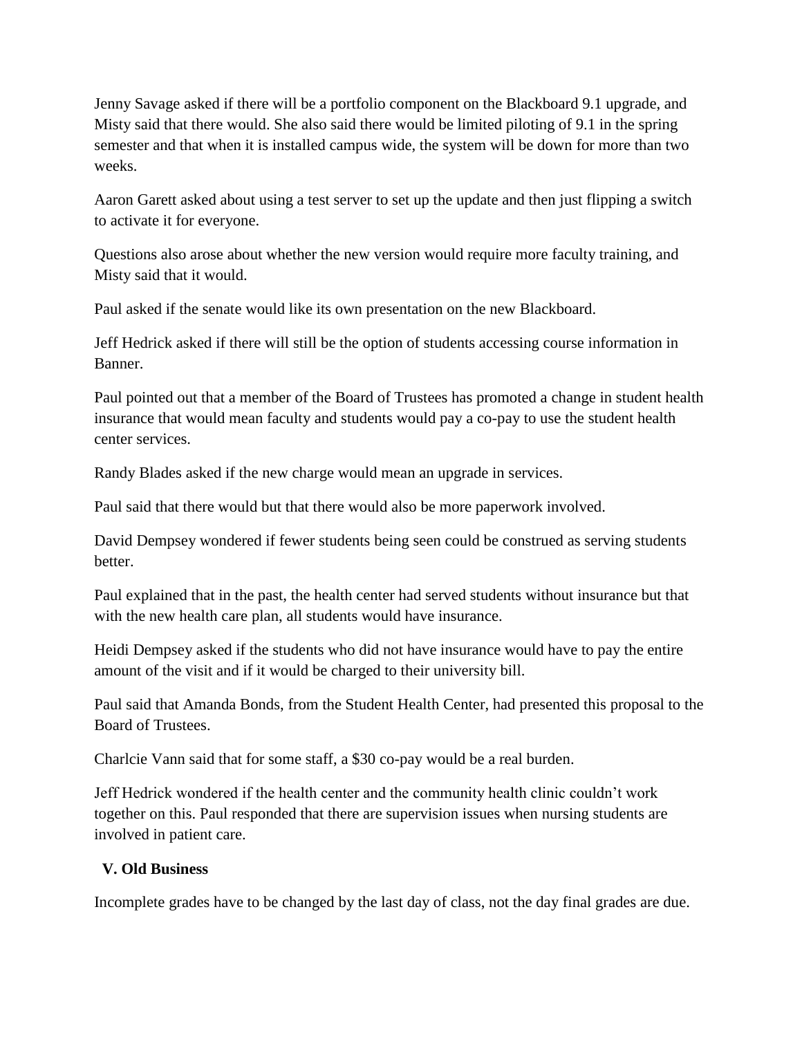Jenny Savage asked if there will be a portfolio component on the Blackboard 9.1 upgrade, and Misty said that there would. She also said there would be limited piloting of 9.1 in the spring semester and that when it is installed campus wide, the system will be down for more than two weeks.

Aaron Garett asked about using a test server to set up the update and then just flipping a switch to activate it for everyone.

Questions also arose about whether the new version would require more faculty training, and Misty said that it would.

Paul asked if the senate would like its own presentation on the new Blackboard.

Jeff Hedrick asked if there will still be the option of students accessing course information in Banner.

Paul pointed out that a member of the Board of Trustees has promoted a change in student health insurance that would mean faculty and students would pay a co-pay to use the student health center services.

Randy Blades asked if the new charge would mean an upgrade in services.

Paul said that there would but that there would also be more paperwork involved.

David Dempsey wondered if fewer students being seen could be construed as serving students better.

Paul explained that in the past, the health center had served students without insurance but that with the new health care plan, all students would have insurance.

Heidi Dempsey asked if the students who did not have insurance would have to pay the entire amount of the visit and if it would be charged to their university bill.

Paul said that Amanda Bonds, from the Student Health Center, had presented this proposal to the Board of Trustees.

Charlcie Vann said that for some staff, a $30 co-pay would be a real burden.

Jeff Hedrick wondered if the health center and the community health clinic couldn't work together on this. Paul responded that there are supervision issues when nursing students are involved in patient care.

## V. Old Business

Incomplete grades have to be changed by the last day of class, not the day final grades are due.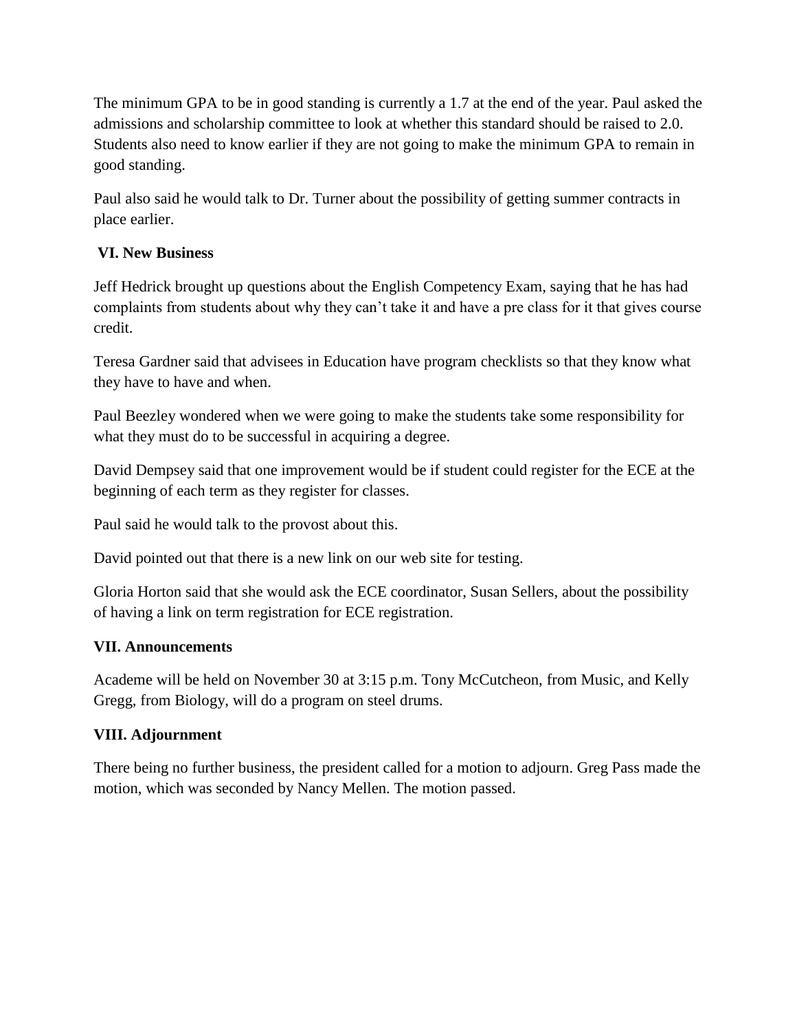The minimum GPA to be in good standing is currently a 1.7 at the end of the year. Paul asked the admissions and scholarship committee to look at whether this standard should be raised to 2.0. Students also need to know earlier if they are not going to make the minimum GPA to remain in good standing.

Paul also said he would talk to Dr. Turner about the possibility of getting summer contracts in place earlier.

## VI. New Business

Jeff Hedrick brought up questions about the English Competency Exam, saying that he has had complaints from students about why they can't take it and have a pre class for it that gives course credit.

Teresa Gardner said that advisees in Education have program checklists so that they know what they have to have and when.

Paul Beezley wondered when we were going to make the students take some responsibility for what they must do to be successful in acquiring a degree.

David Dempsey said that one improvement would be if student could register for the ECE at the beginning of each term as they register for classes.

Paul said he would talk to the provost about this.

David pointed out that there is a new link on our web site for testing.

Gloria Horton said that she would ask the ECE coordinator, Susan Sellers, about the possibility of having a link on term registration for ECE registration.

## VII. Announcements

Academe will be held on November 30 at 3:15 p.m. Tony McCutcheon, from Music, and Kelly Gregg, from Biology, will do a program on steel drums.

## VIII. Adjournment

There being no further business, the president called for a motion to adjourn. Greg Pass made the motion, which was seconded by Nancy Mellen. The motion passed.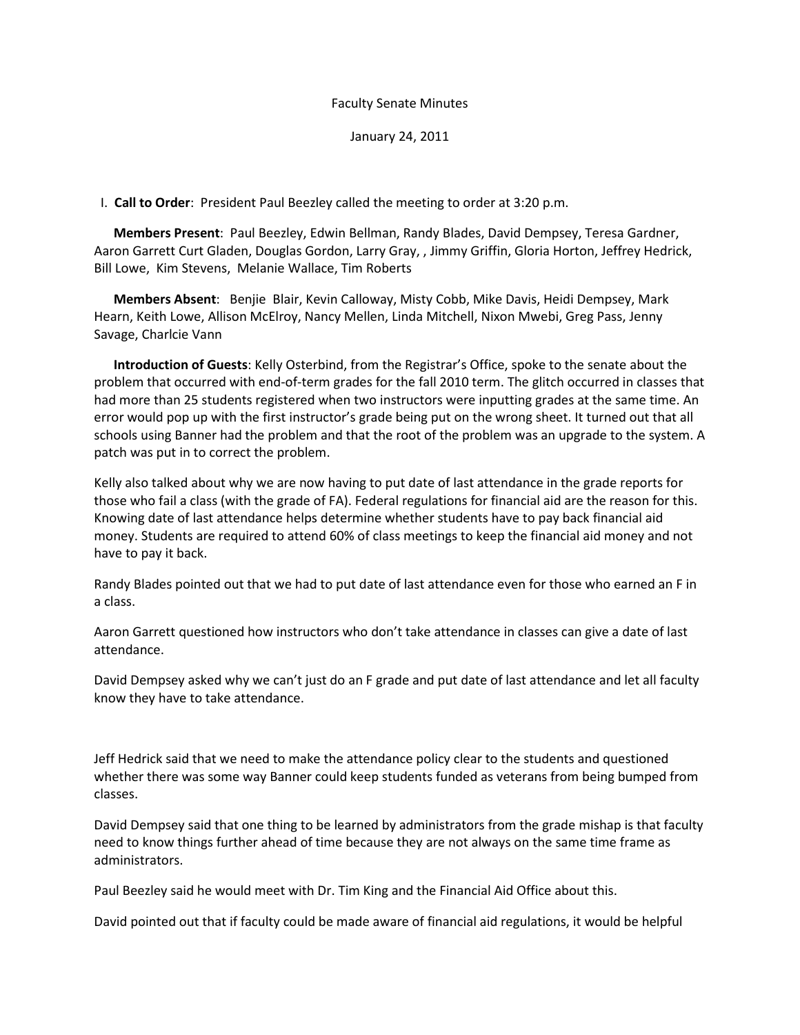Faculty Senate Minutes

January 24, 2011

I. **Call to Order**: President Paul Beezley called the meeting to order at 3:20 p.m.

**Members Present**: Paul Beezley, Edwin Bellman, Randy Blades, David Dempsey, Teresa Gardner, Aaron Garrett Curt Gladen, Douglas Gordon, Larry Gray, , Jimmy Griffin, Gloria Horton, Jeffrey Hedrick, Bill Lowe, Kim Stevens, Melanie Wallace, Tim Roberts

**Members Absent**: Benjie Blair, Kevin Calloway, Misty Cobb, Mike Davis, Heidi Dempsey, Mark Hearn, Keith Lowe, Allison McElroy, Nancy Mellen, Linda Mitchell, Nixon Mwebi, Greg Pass, Jenny Savage, Charlcie Vann

**Introduction of Guests**: Kelly Osterbind, from the Registrar's Office, spoke to the senate about the problem that occurred with end-of-term grades for the fall 2010 term. The glitch occurred in classes that had more than 25 students registered when two instructors were inputting grades at the same time. An error would pop up with the first instructor's grade being put on the wrong sheet. It turned out that all schools using Banner had the problem and that the root of the problem was an upgrade to the system. A patch was put in to correct the problem.

Kelly also talked about why we are now having to put date of last attendance in the grade reports for those who fail a class (with the grade of FA). Federal regulations for financial aid are the reason for this. Knowing date of last attendance helps determine whether students have to pay back financial aid money. Students are required to attend 60% of class meetings to keep the financial aid money and not have to pay it back.

Randy Blades pointed out that we had to put date of last attendance even for those who earned an F in a class.

Aaron Garrett questioned how instructors who don't take attendance in classes can give a date of last attendance.

David Dempsey asked why we can't just do an F grade and put date of last attendance and let all faculty know they have to take attendance.

Jeff Hedrick said that we need to make the attendance policy clear to the students and questioned whether there was some way Banner could keep students funded as veterans from being bumped from classes.

David Dempsey said that one thing to be learned by administrators from the grade mishap is that faculty need to know things further ahead of time because they are not always on the same time frame as administrators.

Paul Beezley said he would meet with Dr. Tim King and the Financial Aid Office about this.

David pointed out that if faculty could be made aware of financial aid regulations, it would be helpful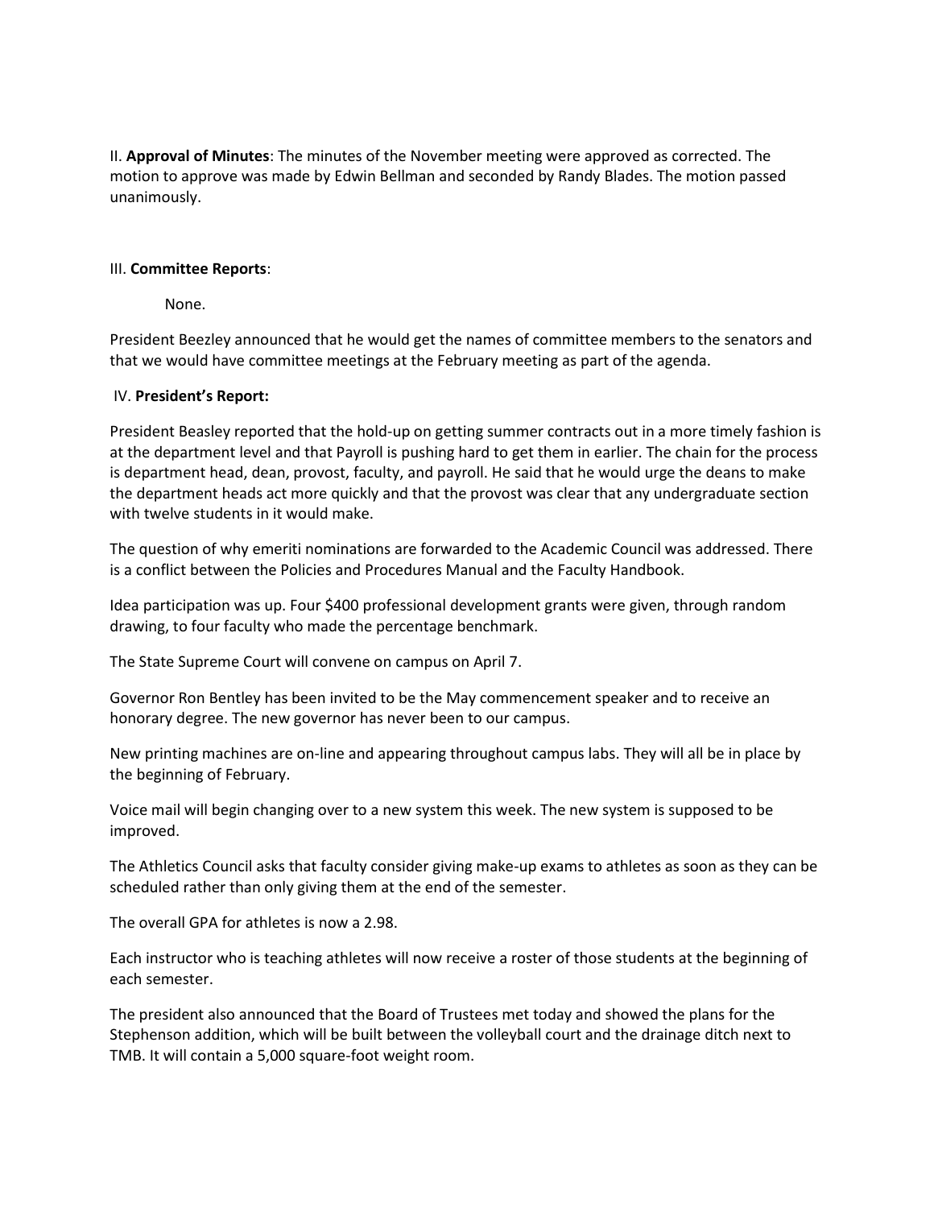II. **Approval of Minutes**: The minutes of the November meeting were approved as corrected. The motion to approve was made by Edwin Bellman and seconded by Randy Blades. The motion passed unanimously.

III. **Committee Reports**:

None.

President Beezley announced that he would get the names of committee members to the senators and that we would have committee meetings at the February meeting as part of the agenda.

IV. **President's Report:**

President Beasley reported that the hold-up on getting summer contracts out in a more timely fashion is at the department level and that Payroll is pushing hard to get them in earlier. The chain for the process is department head, dean, provost, faculty, and payroll. He said that he would urge the deans to make the department heads act more quickly and that the provost was clear that any undergraduate section with twelve students in it would make.

The question of why emeriti nominations are forwarded to the Academic Council was addressed. There is a conflict between the Policies and Procedures Manual and the Faculty Handbook.

Idea participation was up. Four $400 professional development grants were given, through random drawing, to four faculty who made the percentage benchmark.

The State Supreme Court will convene on campus on April 7.

Governor Ron Bentley has been invited to be the May commencement speaker and to receive an honorary degree. The new governor has never been to our campus.

New printing machines are on-line and appearing throughout campus labs. They will all be in place by the beginning of February.

Voice mail will begin changing over to a new system this week. The new system is supposed to be improved.

The Athletics Council asks that faculty consider giving make-up exams to athletes as soon as they can be scheduled rather than only giving them at the end of the semester.

The overall GPA for athletes is now a 2.98.

Each instructor who is teaching athletes will now receive a roster of those students at the beginning of each semester.

The president also announced that the Board of Trustees met today and showed the plans for the Stephenson addition, which will be built between the volleyball court and the drainage ditch next to TMB. It will contain a 5,000 square-foot weight room.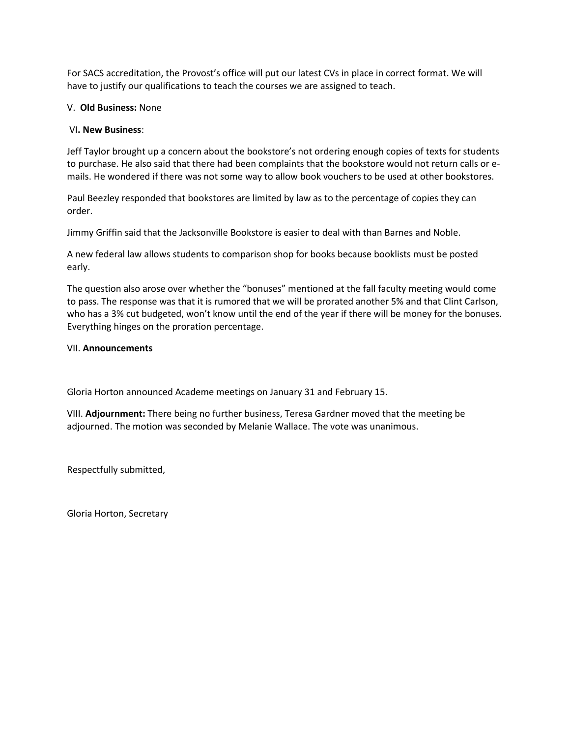For SACS accreditation, the Provost's office will put our latest CVs in place in correct format. We will have to justify our qualifications to teach the courses we are assigned to teach.

V. **Old Business:** None

VI**. New Business**:

Jeff Taylor brought up a concern about the bookstore's not ordering enough copies of texts for students to purchase. He also said that there had been complaints that the bookstore would not return calls or e-mails. He wondered if there was not some way to allow book vouchers to be used at other bookstores.

Paul Beezley responded that bookstores are limited by law as to the percentage of copies they can order.

Jimmy Griffin said that the Jacksonville Bookstore is easier to deal with than Barnes and Noble.

A new federal law allows students to comparison shop for books because booklists must be posted early.

The question also arose over whether the "bonuses" mentioned at the fall faculty meeting would come to pass. The response was that it is rumored that we will be prorated another 5% and that Clint Carlson, who has a 3% cut budgeted, won't know until the end of the year if there will be money for the bonuses. Everything hinges on the proration percentage.

VII. **Announcements**

Gloria Horton announced Academe meetings on January 31 and February 15.

VIII. **Adjournment:** There being no further business, Teresa Gardner moved that the meeting be adjourned. The motion was seconded by Melanie Wallace. The vote was unanimous.

Respectfully submitted,

Gloria Horton, Secretary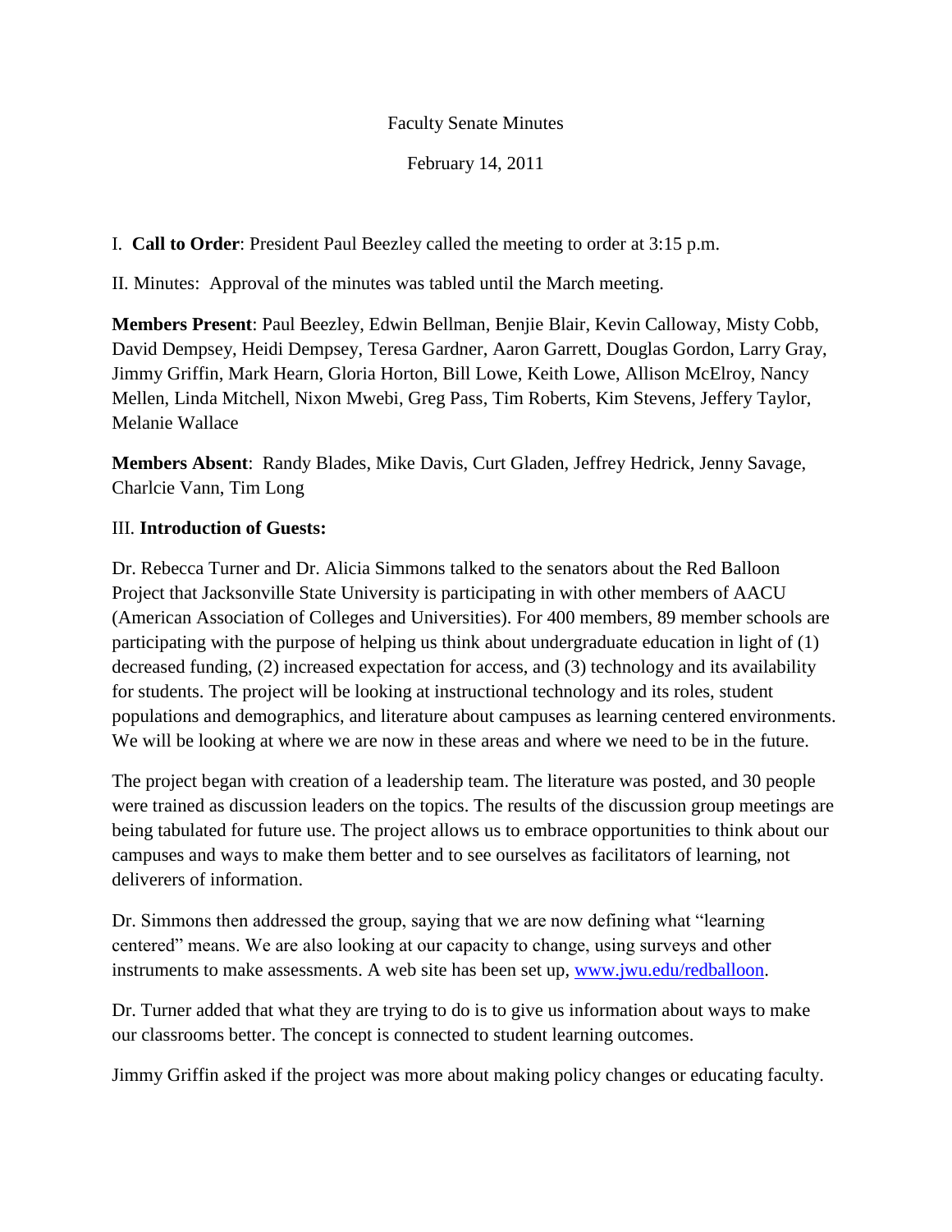Faculty Senate Minutes

February 14, 2011

I. **Call to Order**: President Paul Beezley called the meeting to order at 3:15 p.m.

II. Minutes: Approval of the minutes was tabled until the March meeting.

**Members Present**: Paul Beezley, Edwin Bellman, Benjie Blair, Kevin Calloway, Misty Cobb, David Dempsey, Heidi Dempsey, Teresa Gardner, Aaron Garrett, Douglas Gordon, Larry Gray, Jimmy Griffin, Mark Hearn, Gloria Horton, Bill Lowe, Keith Lowe, Allison McElroy, Nancy Mellen, Linda Mitchell, Nixon Mwebi, Greg Pass, Tim Roberts, Kim Stevens, Jeffery Taylor, Melanie Wallace

**Members Absent**: Randy Blades, Mike Davis, Curt Gladen, Jeffrey Hedrick, Jenny Savage, Charlcie Vann, Tim Long

III. **Introduction of Guests:**

Dr. Rebecca Turner and Dr. Alicia Simmons talked to the senators about the Red Balloon Project that Jacksonville State University is participating in with other members of AACU (American Association of Colleges and Universities). For 400 members, 89 member schools are participating with the purpose of helping us think about undergraduate education in light of (1) decreased funding, (2) increased expectation for access, and (3) technology and its availability for students. The project will be looking at instructional technology and its roles, student populations and demographics, and literature about campuses as learning centered environments. We will be looking at where we are now in these areas and where we need to be in the future.

The project began with creation of a leadership team. The literature was posted, and 30 people were trained as discussion leaders on the topics. The results of the discussion group meetings are being tabulated for future use. The project allows us to embrace opportunities to think about our campuses and ways to make them better and to see ourselves as facilitators of learning, not deliverers of information.

Dr. Simmons then addressed the group, saying that we are now defining what "learning centered" means. We are also looking at our capacity to change, using surveys and other instruments to make assessments. A web site has been set up, [www.jwu.edu/redballoon](www.jwu.edu/redballoon).

Dr. Turner added that what they are trying to do is to give us information about ways to make our classrooms better. The concept is connected to student learning outcomes.

Jimmy Griffin asked if the project was more about making policy changes or educating faculty.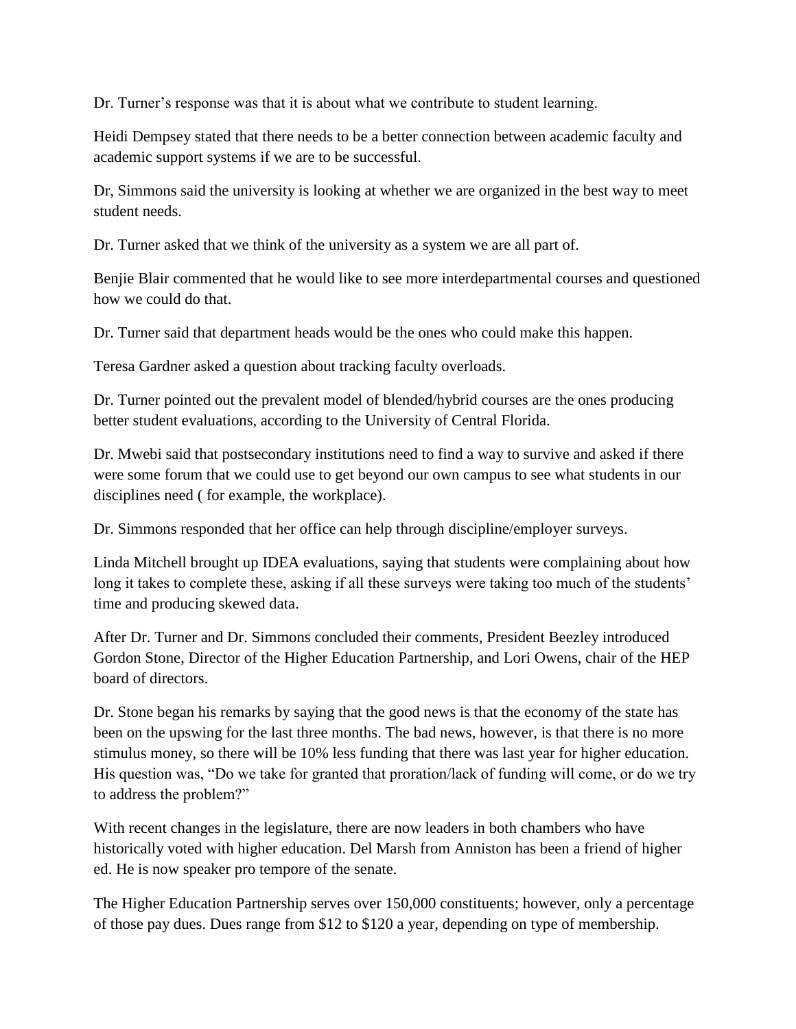Dr. Turner's response was that it is about what we contribute to student learning.

Heidi Dempsey stated that there needs to be a better connection between academic faculty and academic support systems if we are to be successful.

Dr, Simmons said the university is looking at whether we are organized in the best way to meet student needs.

Dr. Turner asked that we think of the university as a system we are all part of.

Benjie Blair commented that he would like to see more interdepartmental courses and questioned how we could do that.

Dr. Turner said that department heads would be the ones who could make this happen.

Teresa Gardner asked a question about tracking faculty overloads.

Dr. Turner pointed out the prevalent model of blended/hybrid courses are the ones producing better student evaluations, according to the University of Central Florida.

Dr. Mwebi said that postsecondary institutions need to find a way to survive and asked if there were some forum that we could use to get beyond our own campus to see what students in our disciplines need ( for example, the workplace).

Dr. Simmons responded that her office can help through discipline/employer surveys.

Linda Mitchell brought up IDEA evaluations, saying that students were complaining about how long it takes to complete these, asking if all these surveys were taking too much of the students' time and producing skewed data.

After Dr. Turner and Dr. Simmons concluded their comments, President Beezley introduced Gordon Stone, Director of the Higher Education Partnership, and Lori Owens, chair of the HEP board of directors.

Dr. Stone began his remarks by saying that the good news is that the economy of the state has been on the upswing for the last three months. The bad news, however, is that there is no more stimulus money, so there will be 10% less funding that there was last year for higher education. His question was, "Do we take for granted that proration/lack of funding will come, or do we try to address the problem?"

With recent changes in the legislature, there are now leaders in both chambers who have historically voted with higher education. Del Marsh from Anniston has been a friend of higher ed. He is now speaker pro tempore of the senate.

The Higher Education Partnership serves over 150,000 constituents; however, only a percentage of those pay dues. Dues range from $12 to $120 a year, depending on type of membership.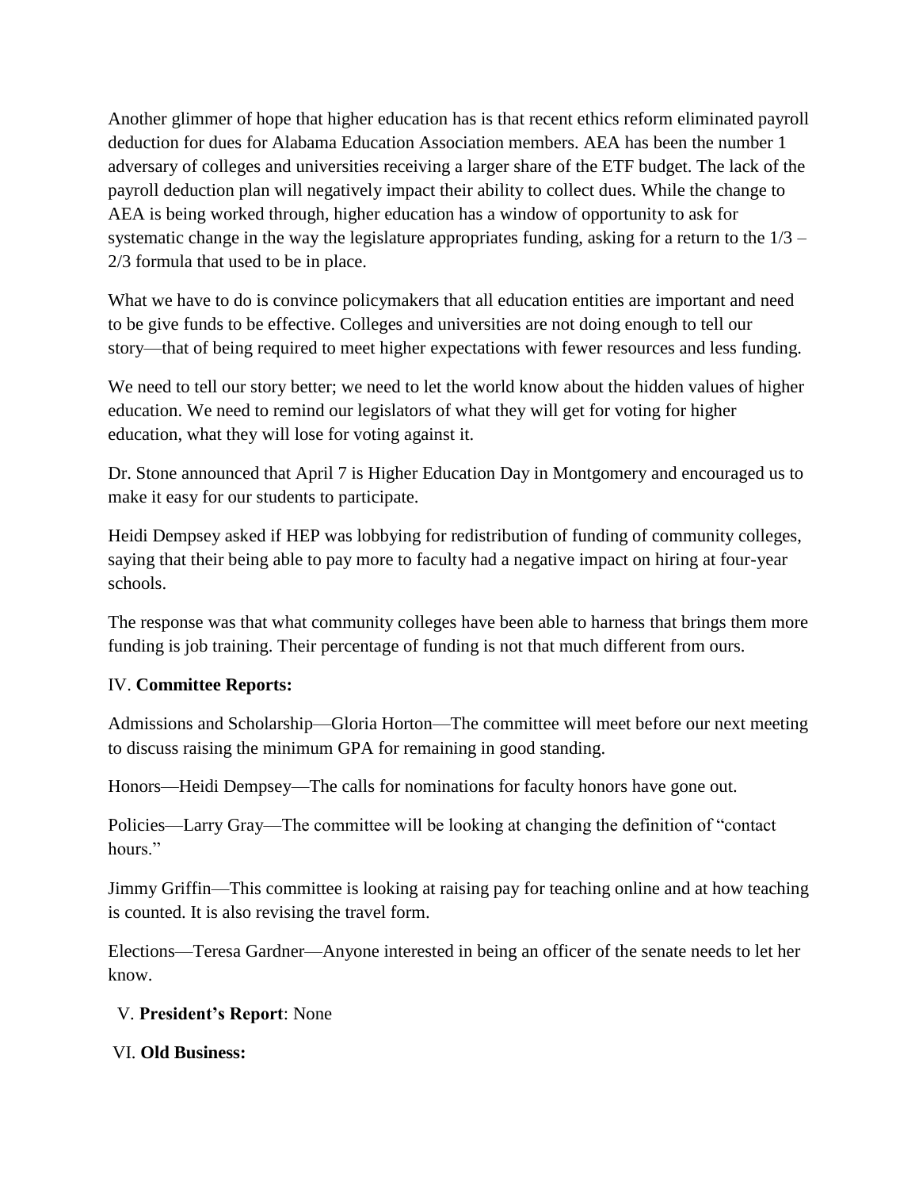Another glimmer of hope that higher education has is that recent ethics reform eliminated payroll deduction for dues for Alabama Education Association members. AEA has been the number 1 adversary of colleges and universities receiving a larger share of the ETF budget. The lack of the payroll deduction plan will negatively impact their ability to collect dues. While the change to AEA is being worked through, higher education has a window of opportunity to ask for systematic change in the way the legislature appropriates funding, asking for a return to the 1/3 – 2/3 formula that used to be in place.

What we have to do is convince policymakers that all education entities are important and need to be give funds to be effective. Colleges and universities are not doing enough to tell our story—that of being required to meet higher expectations with fewer resources and less funding.

We need to tell our story better; we need to let the world know about the hidden values of higher education. We need to remind our legislators of what they will get for voting for higher education, what they will lose for voting against it.

Dr. Stone announced that April 7 is Higher Education Day in Montgomery and encouraged us to make it easy for our students to participate.

Heidi Dempsey asked if HEP was lobbying for redistribution of funding of community colleges, saying that their being able to pay more to faculty had a negative impact on hiring at four-year schools.

The response was that what community colleges have been able to harness that brings them more funding is job training. Their percentage of funding is not that much different from ours.

IV. **Committee Reports:**

Admissions and Scholarship—Gloria Horton—The committee will meet before our next meeting to discuss raising the minimum GPA for remaining in good standing.

Honors—Heidi Dempsey—The calls for nominations for faculty honors have gone out.

Policies—Larry Gray—The committee will be looking at changing the definition of "contact hours."

Jimmy Griffin—This committee is looking at raising pay for teaching online and at how teaching is counted. It is also revising the travel form.

Elections—Teresa Gardner—Anyone interested in being an officer of the senate needs to let her know.

V. **President's Report**: None

VI. **Old Business:**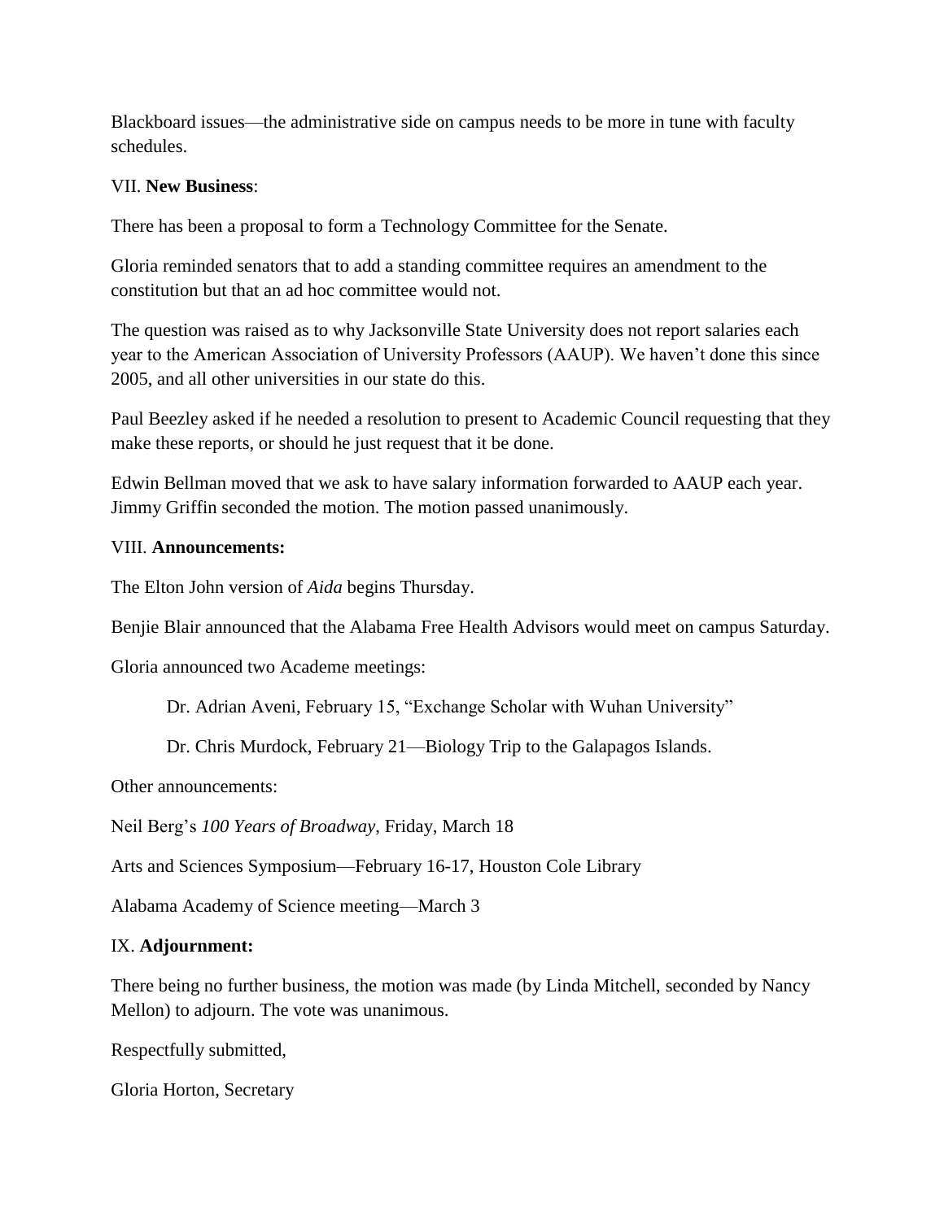Blackboard issues—the administrative side on campus needs to be more in tune with faculty schedules.

VII. **New Business**:

There has been a proposal to form a Technology Committee for the Senate.

Gloria reminded senators that to add a standing committee requires an amendment to the constitution but that an ad hoc committee would not.

The question was raised as to why Jacksonville State University does not report salaries each year to the American Association of University Professors (AAUP). We haven't done this since 2005, and all other universities in our state do this.

Paul Beezley asked if he needed a resolution to present to Academic Council requesting that they make these reports, or should he just request that it be done.

Edwin Bellman moved that we ask to have salary information forwarded to AAUP each year. Jimmy Griffin seconded the motion. The motion passed unanimously.

VIII. **Announcements:**

The Elton John version of *Aida* begins Thursday.

Benjie Blair announced that the Alabama Free Health Advisors would meet on campus Saturday.

Gloria announced two Academe meetings:

> Dr. Adrian Aveni, February 15, "Exchange Scholar with Wuhan University"
>
> Dr. Chris Murdock, February 21—Biology Trip to the Galapagos Islands.

Other announcements:

Neil Berg's *100 Years of Broadway*, Friday, March 18

Arts and Sciences Symposium—February 16-17, Houston Cole Library

Alabama Academy of Science meeting—March 3

IX. **Adjournment:**

There being no further business, the motion was made (by Linda Mitchell, seconded by Nancy Mellon) to adjourn. The vote was unanimous.

Respectfully submitted,

Gloria Horton, Secretary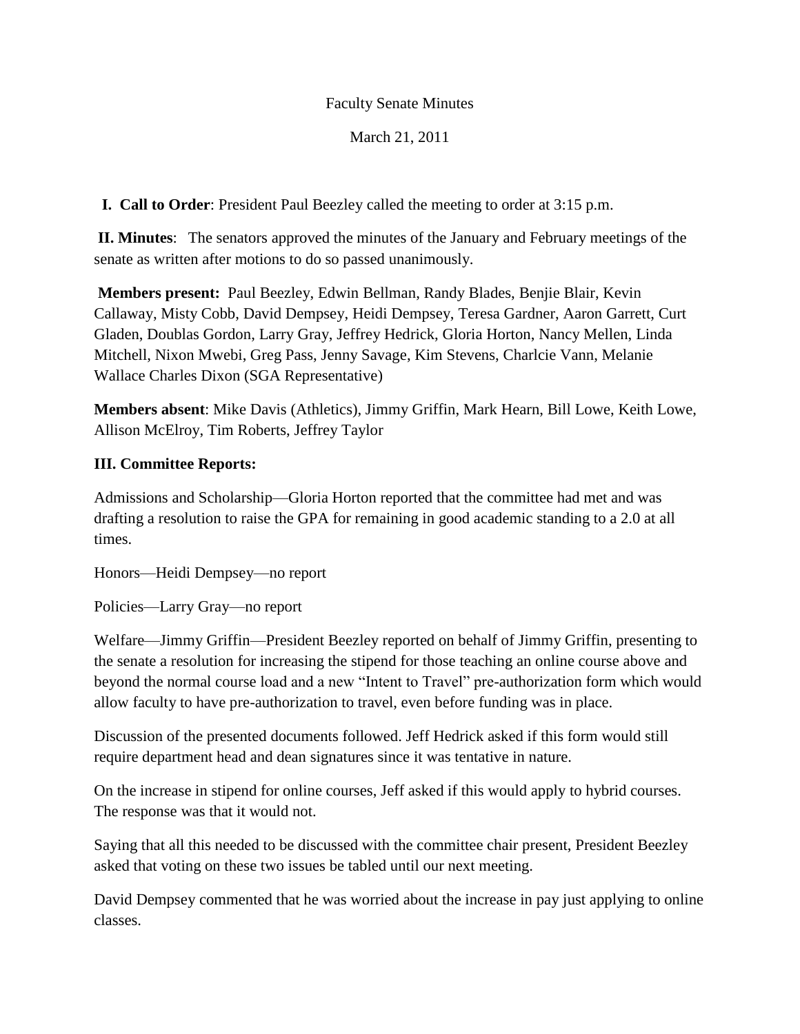Faculty Senate Minutes

March 21, 2011

**I. Call to Order**: President Paul Beezley called the meeting to order at 3:15 p.m.

**II. Minutes**: The senators approved the minutes of the January and February meetings of the senate as written after motions to do so passed unanimously.

**Members present:** Paul Beezley, Edwin Bellman, Randy Blades, Benjie Blair, Kevin Callaway, Misty Cobb, David Dempsey, Heidi Dempsey, Teresa Gardner, Aaron Garrett, Curt Gladen, Doublas Gordon, Larry Gray, Jeffrey Hedrick, Gloria Horton, Nancy Mellen, Linda Mitchell, Nixon Mwebi, Greg Pass, Jenny Savage, Kim Stevens, Charlcie Vann, Melanie Wallace Charles Dixon (SGA Representative)

**Members absent**: Mike Davis (Athletics), Jimmy Griffin, Mark Hearn, Bill Lowe, Keith Lowe, Allison McElroy, Tim Roberts, Jeffrey Taylor

**III. Committee Reports:**

Admissions and Scholarship—Gloria Horton reported that the committee had met and was drafting a resolution to raise the GPA for remaining in good academic standing to a 2.0 at all times.

Honors—Heidi Dempsey—no report

Policies—Larry Gray—no report

Welfare—Jimmy Griffin—President Beezley reported on behalf of Jimmy Griffin, presenting to the senate a resolution for increasing the stipend for those teaching an online course above and beyond the normal course load and a new "Intent to Travel" pre-authorization form which would allow faculty to have pre-authorization to travel, even before funding was in place.

Discussion of the presented documents followed. Jeff Hedrick asked if this form would still require department head and dean signatures since it was tentative in nature.

On the increase in stipend for online courses, Jeff asked if this would apply to hybrid courses. The response was that it would not.

Saying that all this needed to be discussed with the committee chair present, President Beezley asked that voting on these two issues be tabled until our next meeting.

David Dempsey commented that he was worried about the increase in pay just applying to online classes.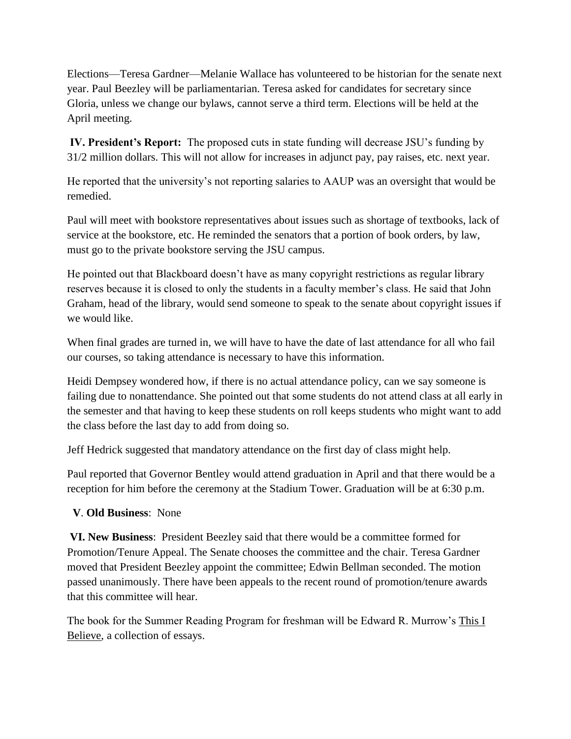Elections—Teresa Gardner—Melanie Wallace has volunteered to be historian for the senate next year. Paul Beezley will be parliamentarian. Teresa asked for candidates for secretary since Gloria, unless we change our bylaws, cannot serve a third term. Elections will be held at the April meeting.

**IV. President's Report:** The proposed cuts in state funding will decrease JSU's funding by 31/2 million dollars. This will not allow for increases in adjunct pay, pay raises, etc. next year.

He reported that the university's not reporting salaries to AAUP was an oversight that would be remedied.

Paul will meet with bookstore representatives about issues such as shortage of textbooks, lack of service at the bookstore, etc. He reminded the senators that a portion of book orders, by law, must go to the private bookstore serving the JSU campus.

He pointed out that Blackboard doesn't have as many copyright restrictions as regular library reserves because it is closed to only the students in a faculty member's class. He said that John Graham, head of the library, would send someone to speak to the senate about copyright issues if we would like.

When final grades are turned in, we will have to have the date of last attendance for all who fail our courses, so taking attendance is necessary to have this information.

Heidi Dempsey wondered how, if there is no actual attendance policy, can we say someone is failing due to nonattendance. She pointed out that some students do not attend class at all early in the semester and that having to keep these students on roll keeps students who might want to add the class before the last day to add from doing so.

Jeff Hedrick suggested that mandatory attendance on the first day of class might help.

Paul reported that Governor Bentley would attend graduation in April and that there would be a reception for him before the ceremony at the Stadium Tower. Graduation will be at 6:30 p.m.

**V**. **Old Business**: None

**VI. New Business**: President Beezley said that there would be a committee formed for Promotion/Tenure Appeal. The Senate chooses the committee and the chair. Teresa Gardner moved that President Beezley appoint the committee; Edwin Bellman seconded. The motion passed unanimously. There have been appeals to the recent round of promotion/tenure awards that this committee will hear.

The book for the Summer Reading Program for freshman will be Edward R. Murrow's <u>This I Believe</u>, a collection of essays.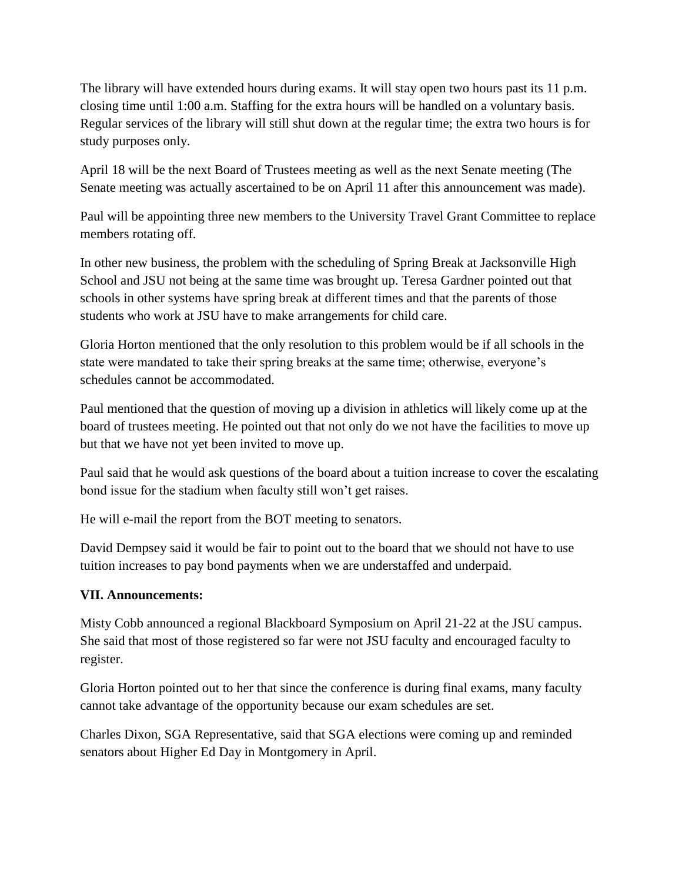The library will have extended hours during exams. It will stay open two hours past its 11 p.m. closing time until 1:00 a.m. Staffing for the extra hours will be handled on a voluntary basis. Regular services of the library will still shut down at the regular time; the extra two hours is for study purposes only.

April 18 will be the next Board of Trustees meeting as well as the next Senate meeting (The Senate meeting was actually ascertained to be on April 11 after this announcement was made).

Paul will be appointing three new members to the University Travel Grant Committee to replace members rotating off.

In other new business, the problem with the scheduling of Spring Break at Jacksonville High School and JSU not being at the same time was brought up. Teresa Gardner pointed out that schools in other systems have spring break at different times and that the parents of those students who work at JSU have to make arrangements for child care.

Gloria Horton mentioned that the only resolution to this problem would be if all schools in the state were mandated to take their spring breaks at the same time; otherwise, everyone's schedules cannot be accommodated.

Paul mentioned that the question of moving up a division in athletics will likely come up at the board of trustees meeting. He pointed out that not only do we not have the facilities to move up but that we have not yet been invited to move up.

Paul said that he would ask questions of the board about a tuition increase to cover the escalating bond issue for the stadium when faculty still won't get raises.

He will e-mail the report from the BOT meeting to senators.

David Dempsey said it would be fair to point out to the board that we should not have to use tuition increases to pay bond payments when we are understaffed and underpaid.

**VII. Announcements:**

Misty Cobb announced a regional Blackboard Symposium on April 21-22 at the JSU campus. She said that most of those registered so far were not JSU faculty and encouraged faculty to register.

Gloria Horton pointed out to her that since the conference is during final exams, many faculty cannot take advantage of the opportunity because our exam schedules are set.

Charles Dixon, SGA Representative, said that SGA elections were coming up and reminded senators about Higher Ed Day in Montgomery in April.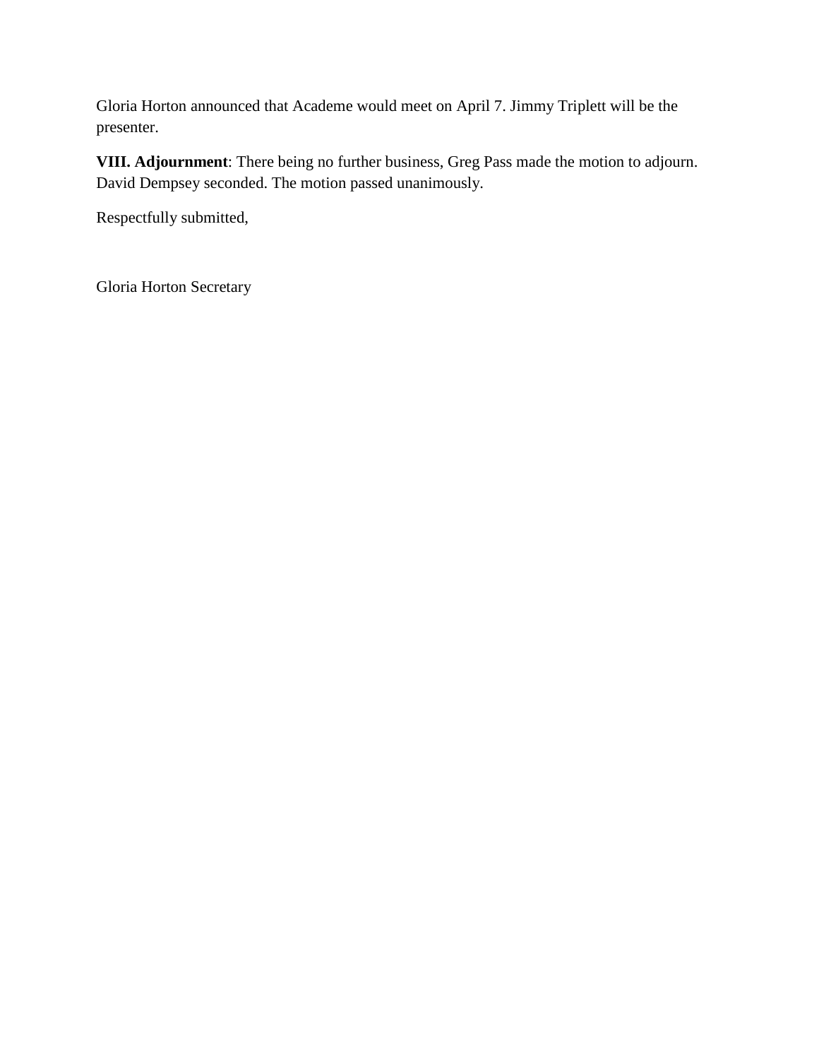Gloria Horton announced that Academe would meet on April 7. Jimmy Triplett will be the presenter.

**VIII. Adjournment**: There being no further business, Greg Pass made the motion to adjourn. David Dempsey seconded. The motion passed unanimously.

Respectfully submitted,

Gloria Horton Secretary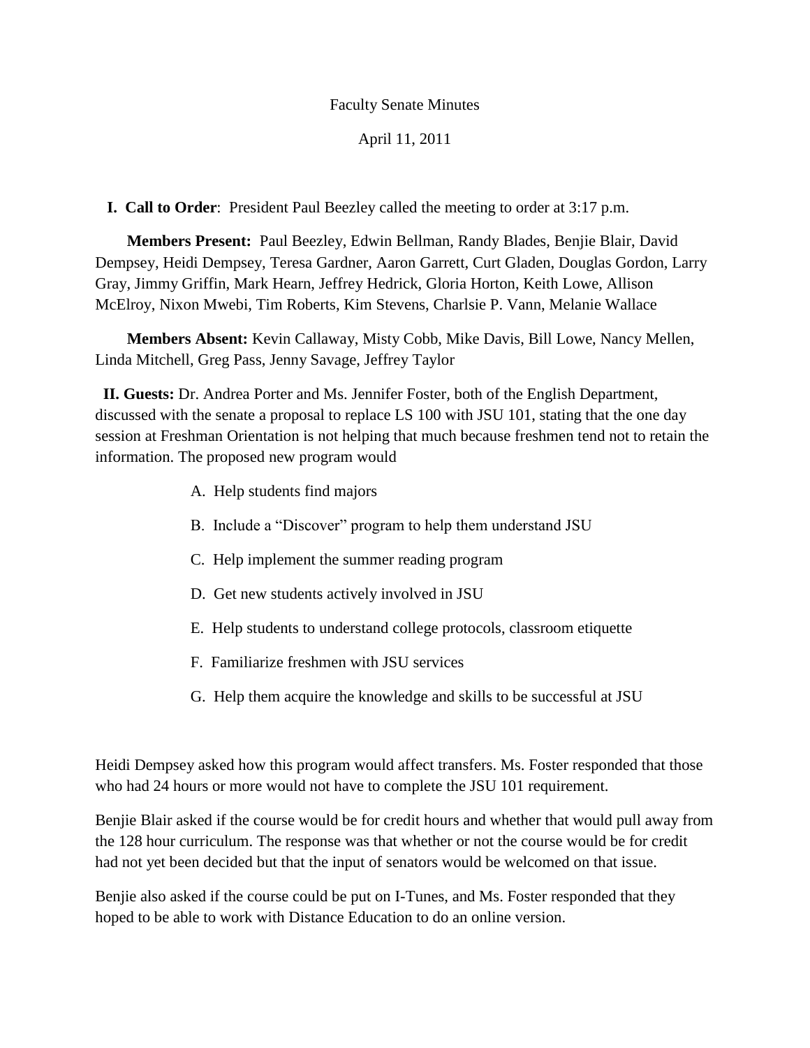Faculty Senate Minutes

April 11, 2011

**I. Call to Order**: President Paul Beezley called the meeting to order at 3:17 p.m.

**Members Present:** Paul Beezley, Edwin Bellman, Randy Blades, Benjie Blair, David Dempsey, Heidi Dempsey, Teresa Gardner, Aaron Garrett, Curt Gladen, Douglas Gordon, Larry Gray, Jimmy Griffin, Mark Hearn, Jeffrey Hedrick, Gloria Horton, Keith Lowe, Allison McElroy, Nixon Mwebi, Tim Roberts, Kim Stevens, Charlsie P. Vann, Melanie Wallace

**Members Absent:** Kevin Callaway, Misty Cobb, Mike Davis, Bill Lowe, Nancy Mellen, Linda Mitchell, Greg Pass, Jenny Savage, Jeffrey Taylor

**II. Guests:** Dr. Andrea Porter and Ms. Jennifer Foster, both of the English Department, discussed with the senate a proposal to replace LS 100 with JSU 101, stating that the one day session at Freshman Orientation is not helping that much because freshmen tend not to retain the information. The proposed new program would

A. Help students find majors

B. Include a "Discover" program to help them understand JSU

C. Help implement the summer reading program

D. Get new students actively involved in JSU

E. Help students to understand college protocols, classroom etiquette

F. Familiarize freshmen with JSU services

G. Help them acquire the knowledge and skills to be successful at JSU

Heidi Dempsey asked how this program would affect transfers. Ms. Foster responded that those who had 24 hours or more would not have to complete the JSU 101 requirement.

Benjie Blair asked if the course would be for credit hours and whether that would pull away from the 128 hour curriculum. The response was that whether or not the course would be for credit had not yet been decided but that the input of senators would be welcomed on that issue.

Benjie also asked if the course could be put on I-Tunes, and Ms. Foster responded that they hoped to be able to work with Distance Education to do an online version.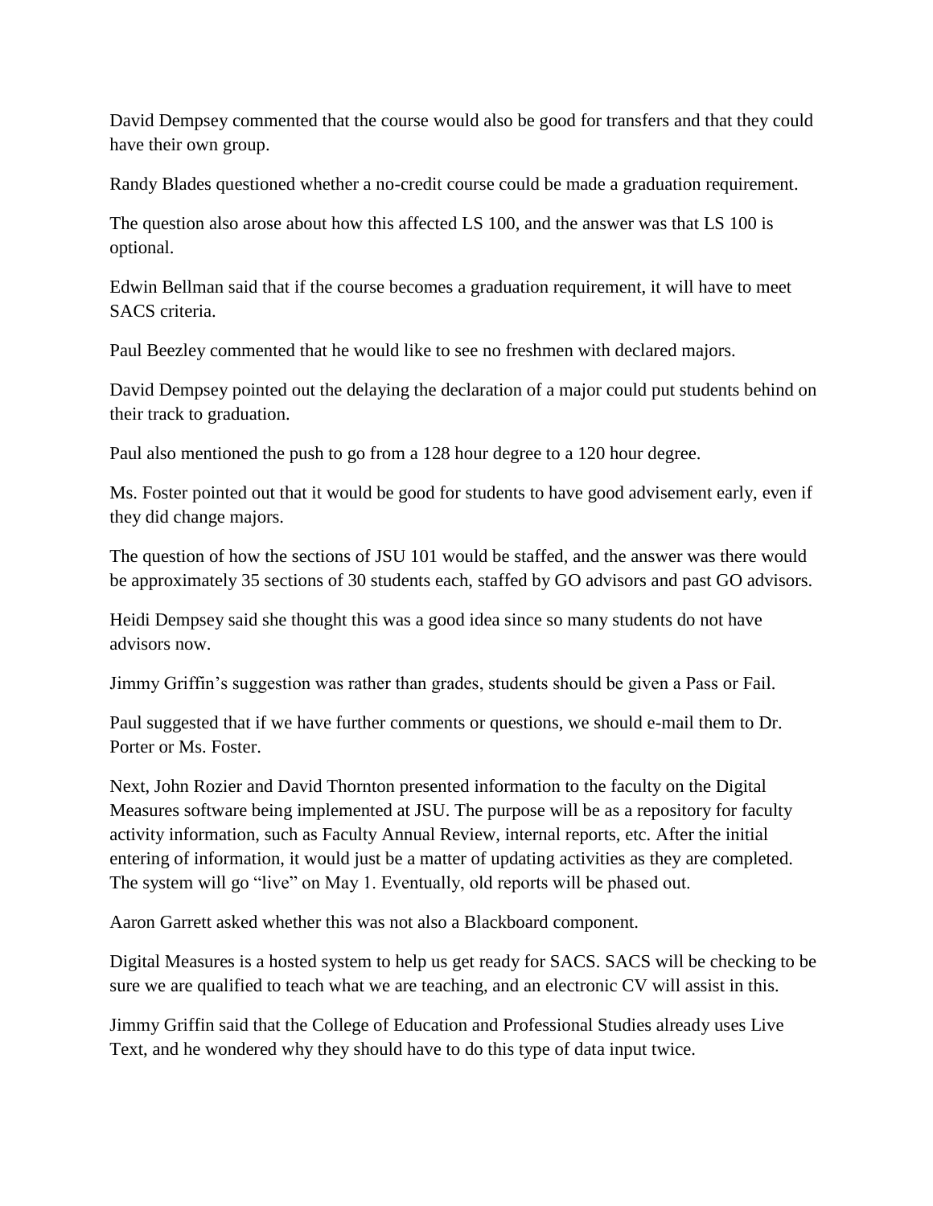David Dempsey commented that the course would also be good for transfers and that they could have their own group.

Randy Blades questioned whether a no-credit course could be made a graduation requirement.

The question also arose about how this affected LS 100, and the answer was that LS 100 is optional.

Edwin Bellman said that if the course becomes a graduation requirement, it will have to meet SACS criteria.

Paul Beezley commented that he would like to see no freshmen with declared majors.

David Dempsey pointed out the delaying the declaration of a major could put students behind on their track to graduation.

Paul also mentioned the push to go from a 128 hour degree to a 120 hour degree.

Ms. Foster pointed out that it would be good for students to have good advisement early, even if they did change majors.

The question of how the sections of JSU 101 would be staffed, and the answer was there would be approximately 35 sections of 30 students each, staffed by GO advisors and past GO advisors.

Heidi Dempsey said she thought this was a good idea since so many students do not have advisors now.

Jimmy Griffin's suggestion was rather than grades, students should be given a Pass or Fail.

Paul suggested that if we have further comments or questions, we should e-mail them to Dr. Porter or Ms. Foster.

Next, John Rozier and David Thornton presented information to the faculty on the Digital Measures software being implemented at JSU. The purpose will be as a repository for faculty activity information, such as Faculty Annual Review, internal reports, etc. After the initial entering of information, it would just be a matter of updating activities as they are completed. The system will go "live" on May 1. Eventually, old reports will be phased out.

Aaron Garrett asked whether this was not also a Blackboard component.

Digital Measures is a hosted system to help us get ready for SACS. SACS will be checking to be sure we are qualified to teach what we are teaching, and an electronic CV will assist in this.

Jimmy Griffin said that the College of Education and Professional Studies already uses Live Text, and he wondered why they should have to do this type of data input twice.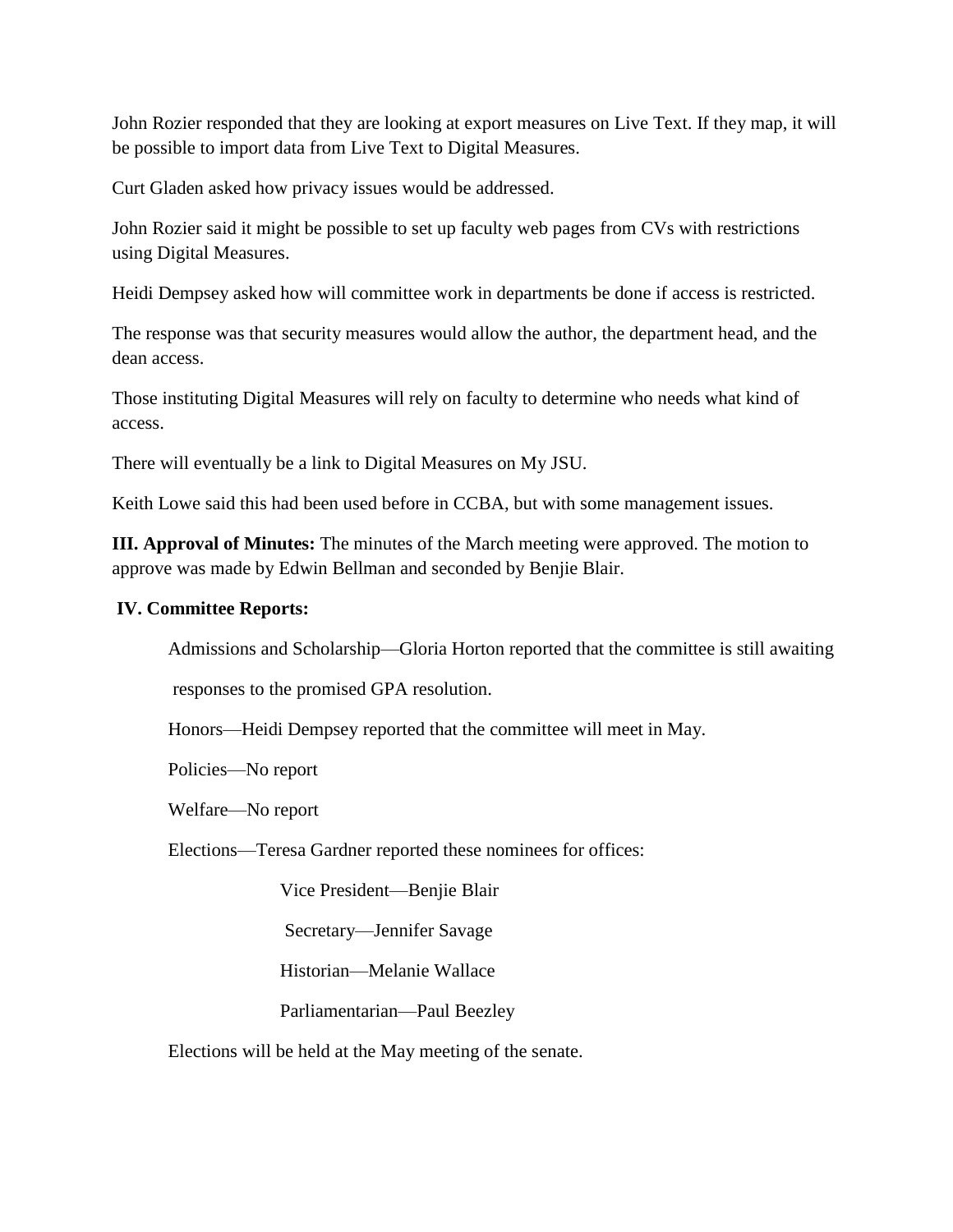John Rozier responded that they are looking at export measures on Live Text. If they map, it will be possible to import data from Live Text to Digital Measures.

Curt Gladen asked how privacy issues would be addressed.

John Rozier said it might be possible to set up faculty web pages from CVs with restrictions using Digital Measures.

Heidi Dempsey asked how will committee work in departments be done if access is restricted.

The response was that security measures would allow the author, the department head, and the dean access.

Those instituting Digital Measures will rely on faculty to determine who needs what kind of access.

There will eventually be a link to Digital Measures on My JSU.

Keith Lowe said this had been used before in CCBA, but with some management issues.

**III. Approval of Minutes:** The minutes of the March meeting were approved. The motion to approve was made by Edwin Bellman and seconded by Benjie Blair.

**IV. Committee Reports:**

Admissions and Scholarship—Gloria Horton reported that the committee is still awaiting responses to the promised GPA resolution.

Honors—Heidi Dempsey reported that the committee will meet in May.

Policies—No report

Welfare—No report

Elections—Teresa Gardner reported these nominees for offices:

Vice President—Benjie Blair

Secretary—Jennifer Savage

Historian—Melanie Wallace

Parliamentarian—Paul Beezley

Elections will be held at the May meeting of the senate.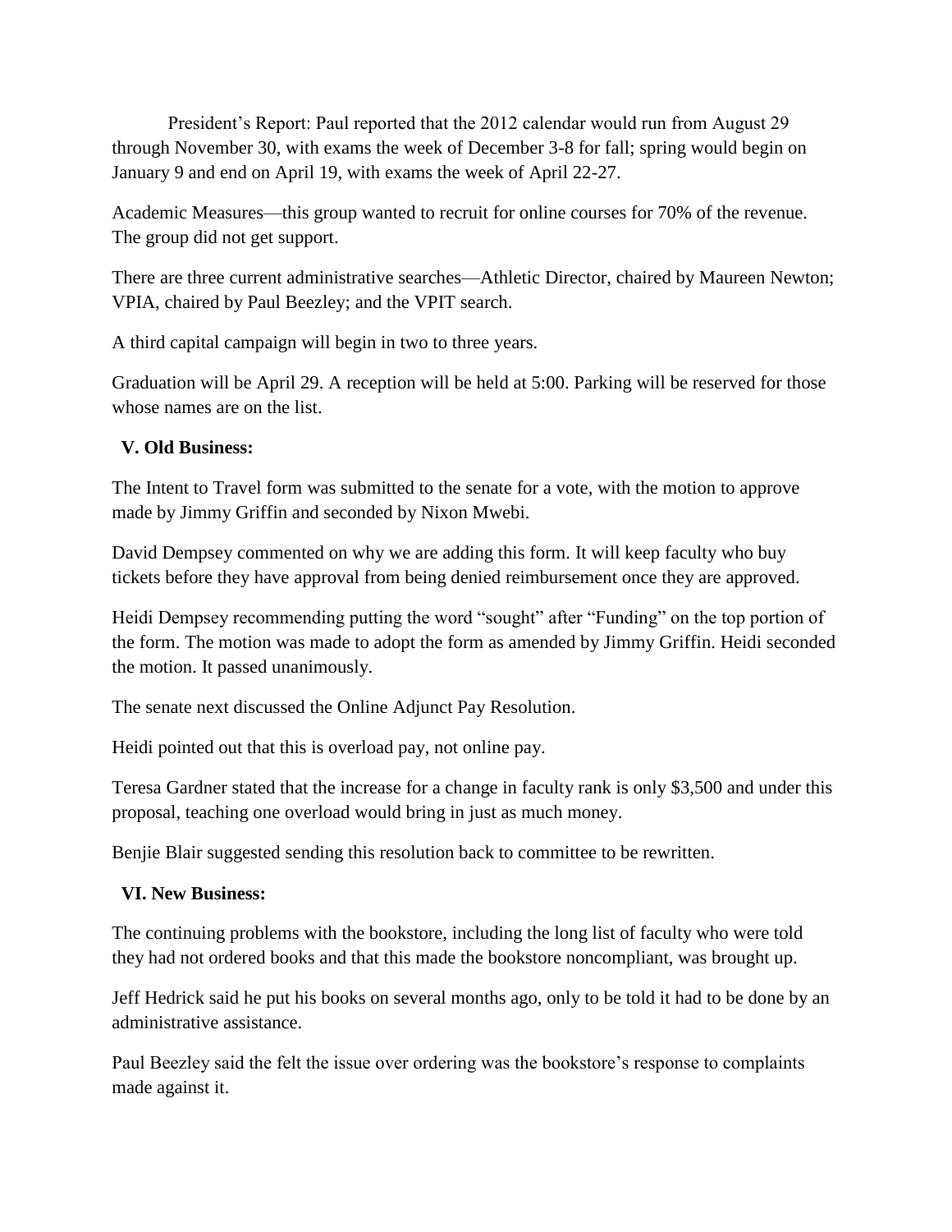President's Report: Paul reported that the 2012 calendar would run from August 29 through November 30, with exams the week of December 3-8 for fall; spring would begin on January 9 and end on April 19, with exams the week of April 22-27.

Academic Measures—this group wanted to recruit for online courses for 70% of the revenue. The group did not get support.

There are three current administrative searches—Athletic Director, chaired by Maureen Newton; VPIA, chaired by Paul Beezley; and the VPIT search.

A third capital campaign will begin in two to three years.

Graduation will be April 29. A reception will be held at 5:00. Parking will be reserved for those whose names are on the list.

**V. Old Business:**

The Intent to Travel form was submitted to the senate for a vote, with the motion to approve made by Jimmy Griffin and seconded by Nixon Mwebi.

David Dempsey commented on why we are adding this form. It will keep faculty who buy tickets before they have approval from being denied reimbursement once they are approved.

Heidi Dempsey recommending putting the word "sought" after "Funding" on the top portion of the form. The motion was made to adopt the form as amended by Jimmy Griffin. Heidi seconded the motion. It passed unanimously.

The senate next discussed the Online Adjunct Pay Resolution.

Heidi pointed out that this is overload pay, not online pay.

Teresa Gardner stated that the increase for a change in faculty rank is only $3,500 and under this proposal, teaching one overload would bring in just as much money.

Benjie Blair suggested sending this resolution back to committee to be rewritten.

**VI. New Business:**

The continuing problems with the bookstore, including the long list of faculty who were told they had not ordered books and that this made the bookstore noncompliant, was brought up.

Jeff Hedrick said he put his books on several months ago, only to be told it had to be done by an administrative assistance.

Paul Beezley said the felt the issue over ordering was the bookstore's response to complaints made against it.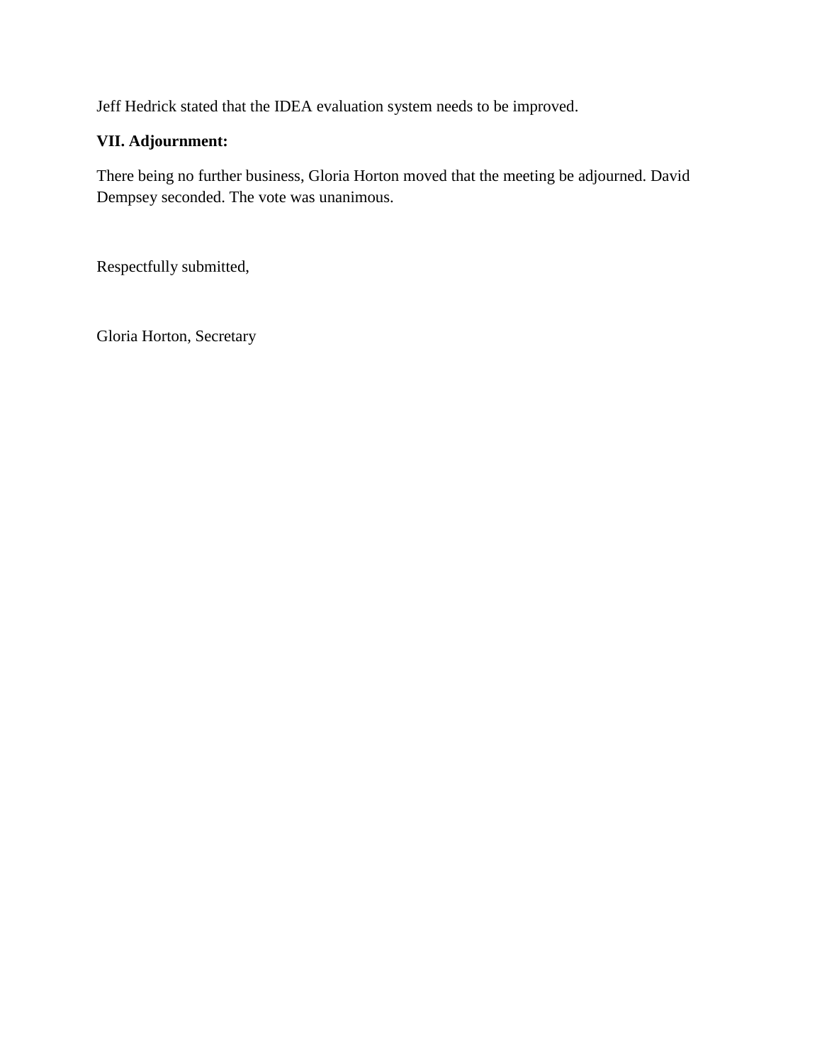Jeff Hedrick stated that the IDEA evaluation system needs to be improved.

**VII. Adjournment:**

There being no further business, Gloria Horton moved that the meeting be adjourned. David Dempsey seconded. The vote was unanimous.

Respectfully submitted,

Gloria Horton, Secretary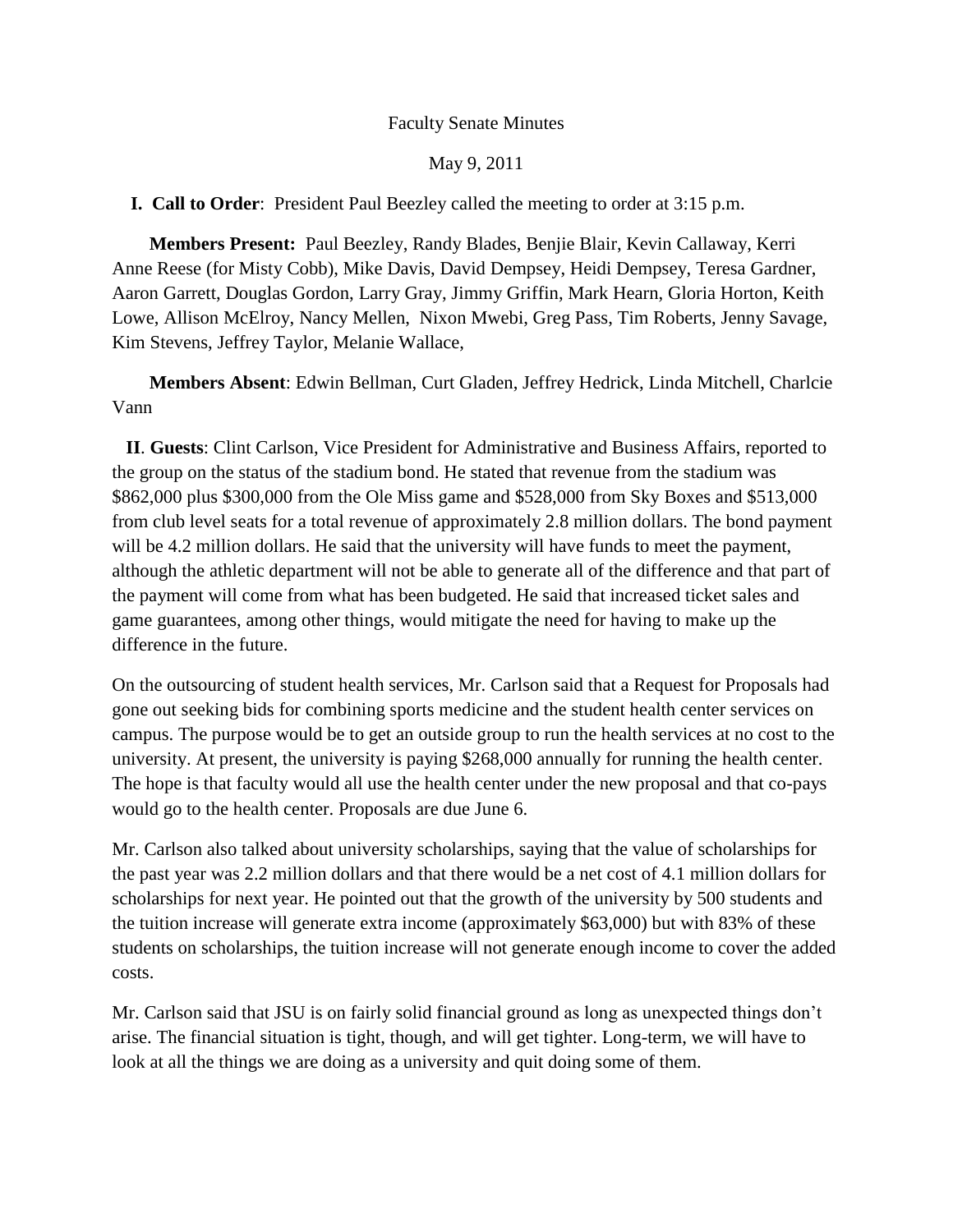Faculty Senate Minutes

May 9, 2011

**I. Call to Order**: President Paul Beezley called the meeting to order at 3:15 p.m.

**Members Present:** Paul Beezley, Randy Blades, Benjie Blair, Kevin Callaway, Kerri Anne Reese (for Misty Cobb), Mike Davis, David Dempsey, Heidi Dempsey, Teresa Gardner, Aaron Garrett, Douglas Gordon, Larry Gray, Jimmy Griffin, Mark Hearn, Gloria Horton, Keith Lowe, Allison McElroy, Nancy Mellen, Nixon Mwebi, Greg Pass, Tim Roberts, Jenny Savage, Kim Stevens, Jeffrey Taylor, Melanie Wallace,

**Members Absent**: Edwin Bellman, Curt Gladen, Jeffrey Hedrick, Linda Mitchell, Charlcie Vann

**II**. **Guests**: Clint Carlson, Vice President for Administrative and Business Affairs, reported to the group on the status of the stadium bond. He stated that revenue from the stadium was $862,000 plus $300,000 from the Ole Miss game and $528,000 from Sky Boxes and $513,000 from club level seats for a total revenue of approximately 2.8 million dollars. The bond payment will be 4.2 million dollars. He said that the university will have funds to meet the payment, although the athletic department will not be able to generate all of the difference and that part of the payment will come from what has been budgeted. He said that increased ticket sales and game guarantees, among other things, would mitigate the need for having to make up the difference in the future.

On the outsourcing of student health services, Mr. Carlson said that a Request for Proposals had gone out seeking bids for combining sports medicine and the student health center services on campus. The purpose would be to get an outside group to run the health services at no cost to the university. At present, the university is paying $268,000 annually for running the health center. The hope is that faculty would all use the health center under the new proposal and that co-pays would go to the health center. Proposals are due June 6.

Mr. Carlson also talked about university scholarships, saying that the value of scholarships for the past year was 2.2 million dollars and that there would be a net cost of 4.1 million dollars for scholarships for next year. He pointed out that the growth of the university by 500 students and the tuition increase will generate extra income (approximately $63,000) but with 83% of these students on scholarships, the tuition increase will not generate enough income to cover the added costs.

Mr. Carlson said that JSU is on fairly solid financial ground as long as unexpected things don't arise. The financial situation is tight, though, and will get tighter. Long-term, we will have to look at all the things we are doing as a university and quit doing some of them.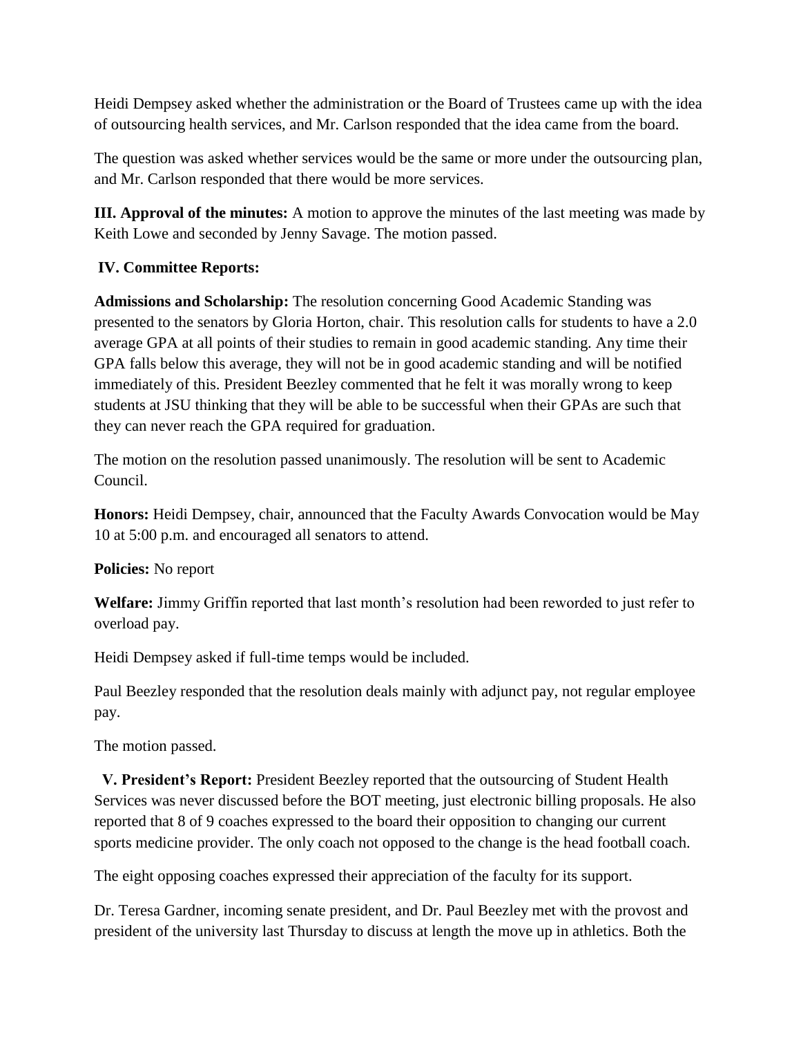Heidi Dempsey asked whether the administration or the Board of Trustees came up with the idea of outsourcing health services, and Mr. Carlson responded that the idea came from the board.

The question was asked whether services would be the same or more under the outsourcing plan, and Mr. Carlson responded that there would be more services.

**III. Approval of the minutes:** A motion to approve the minutes of the last meeting was made by Keith Lowe and seconded by Jenny Savage. The motion passed.

**IV. Committee Reports:**

**Admissions and Scholarship:** The resolution concerning Good Academic Standing was presented to the senators by Gloria Horton, chair. This resolution calls for students to have a 2.0 average GPA at all points of their studies to remain in good academic standing. Any time their GPA falls below this average, they will not be in good academic standing and will be notified immediately of this. President Beezley commented that he felt it was morally wrong to keep students at JSU thinking that they will be able to be successful when their GPAs are such that they can never reach the GPA required for graduation.

The motion on the resolution passed unanimously. The resolution will be sent to Academic Council.

**Honors:** Heidi Dempsey, chair, announced that the Faculty Awards Convocation would be May 10 at 5:00 p.m. and encouraged all senators to attend.

**Policies:** No report

**Welfare:** Jimmy Griffin reported that last month's resolution had been reworded to just refer to overload pay.

Heidi Dempsey asked if full-time temps would be included.

Paul Beezley responded that the resolution deals mainly with adjunct pay, not regular employee pay.

The motion passed.

**V. President's Report:** President Beezley reported that the outsourcing of Student Health Services was never discussed before the BOT meeting, just electronic billing proposals. He also reported that 8 of 9 coaches expressed to the board their opposition to changing our current sports medicine provider. The only coach not opposed to the change is the head football coach.

The eight opposing coaches expressed their appreciation of the faculty for its support.

Dr. Teresa Gardner, incoming senate president, and Dr. Paul Beezley met with the provost and president of the university last Thursday to discuss at length the move up in athletics. Both the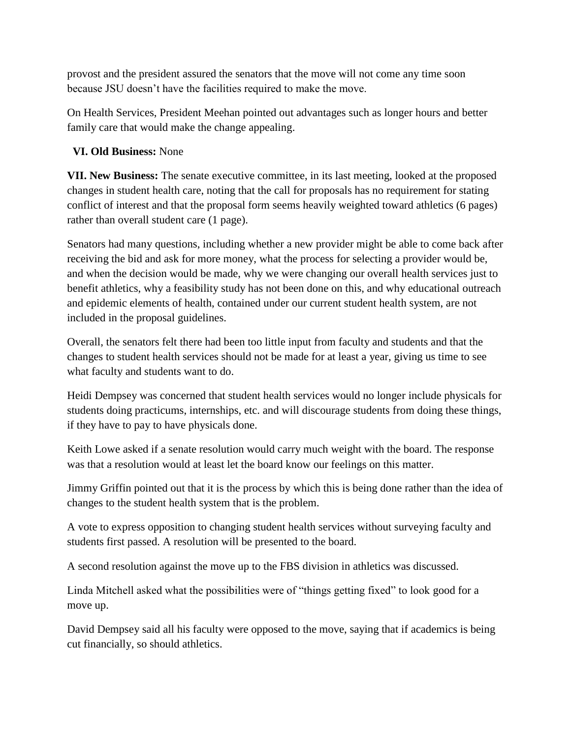provost and the president assured the senators that the move will not come any time soon because JSU doesn't have the facilities required to make the move.

On Health Services, President Meehan pointed out advantages such as longer hours and better family care that would make the change appealing.

**VI. Old Business:** None

**VII. New Business:** The senate executive committee, in its last meeting, looked at the proposed changes in student health care, noting that the call for proposals has no requirement for stating conflict of interest and that the proposal form seems heavily weighted toward athletics (6 pages) rather than overall student care (1 page).

Senators had many questions, including whether a new provider might be able to come back after receiving the bid and ask for more money, what the process for selecting a provider would be, and when the decision would be made, why we were changing our overall health services just to benefit athletics, why a feasibility study has not been done on this, and why educational outreach and epidemic elements of health, contained under our current student health system, are not included in the proposal guidelines.

Overall, the senators felt there had been too little input from faculty and students and that the changes to student health services should not be made for at least a year, giving us time to see what faculty and students want to do.

Heidi Dempsey was concerned that student health services would no longer include physicals for students doing practicums, internships, etc. and will discourage students from doing these things, if they have to pay to have physicals done.

Keith Lowe asked if a senate resolution would carry much weight with the board. The response was that a resolution would at least let the board know our feelings on this matter.

Jimmy Griffin pointed out that it is the process by which this is being done rather than the idea of changes to the student health system that is the problem.

A vote to express opposition to changing student health services without surveying faculty and students first passed. A resolution will be presented to the board.

A second resolution against the move up to the FBS division in athletics was discussed.

Linda Mitchell asked what the possibilities were of "things getting fixed" to look good for a move up.

David Dempsey said all his faculty were opposed to the move, saying that if academics is being cut financially, so should athletics.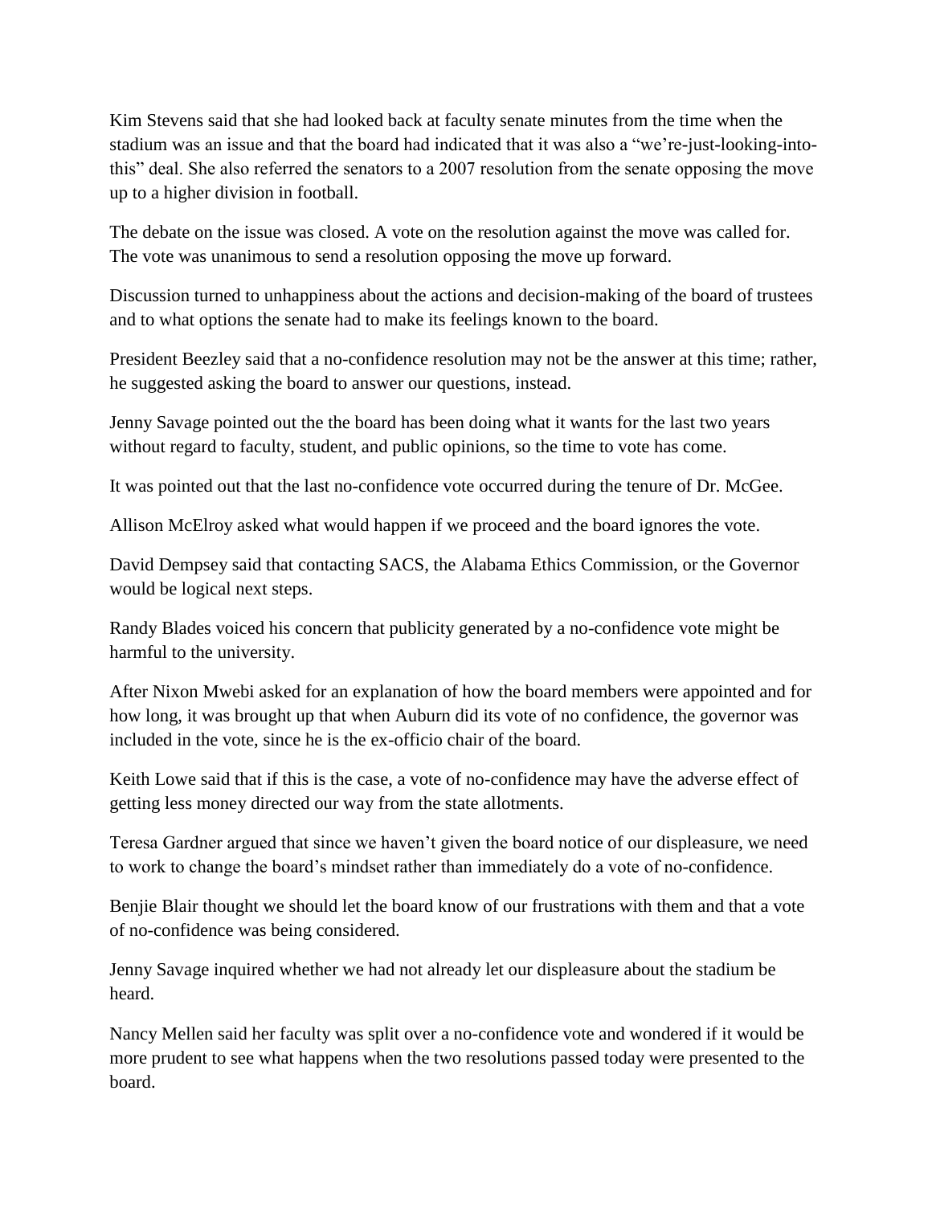Kim Stevens said that she had looked back at faculty senate minutes from the time when the stadium was an issue and that the board had indicated that it was also a "we're-just-looking-into-this" deal. She also referred the senators to a 2007 resolution from the senate opposing the move up to a higher division in football.

The debate on the issue was closed. A vote on the resolution against the move was called for. The vote was unanimous to send a resolution opposing the move up forward.

Discussion turned to unhappiness about the actions and decision-making of the board of trustees and to what options the senate had to make its feelings known to the board.

President Beezley said that a no-confidence resolution may not be the answer at this time; rather, he suggested asking the board to answer our questions, instead.

Jenny Savage pointed out the the board has been doing what it wants for the last two years without regard to faculty, student, and public opinions, so the time to vote has come.

It was pointed out that the last no-confidence vote occurred during the tenure of Dr. McGee.

Allison McElroy asked what would happen if we proceed and the board ignores the vote.

David Dempsey said that contacting SACS, the Alabama Ethics Commission, or the Governor would be logical next steps.

Randy Blades voiced his concern that publicity generated by a no-confidence vote might be harmful to the university.

After Nixon Mwebi asked for an explanation of how the board members were appointed and for how long, it was brought up that when Auburn did its vote of no confidence, the governor was included in the vote, since he is the ex-officio chair of the board.

Keith Lowe said that if this is the case, a vote of no-confidence may have the adverse effect of getting less money directed our way from the state allotments.

Teresa Gardner argued that since we haven't given the board notice of our displeasure, we need to work to change the board's mindset rather than immediately do a vote of no-confidence.

Benjie Blair thought we should let the board know of our frustrations with them and that a vote of no-confidence was being considered.

Jenny Savage inquired whether we had not already let our displeasure about the stadium be heard.

Nancy Mellen said her faculty was split over a no-confidence vote and wondered if it would be more prudent to see what happens when the two resolutions passed today were presented to the board.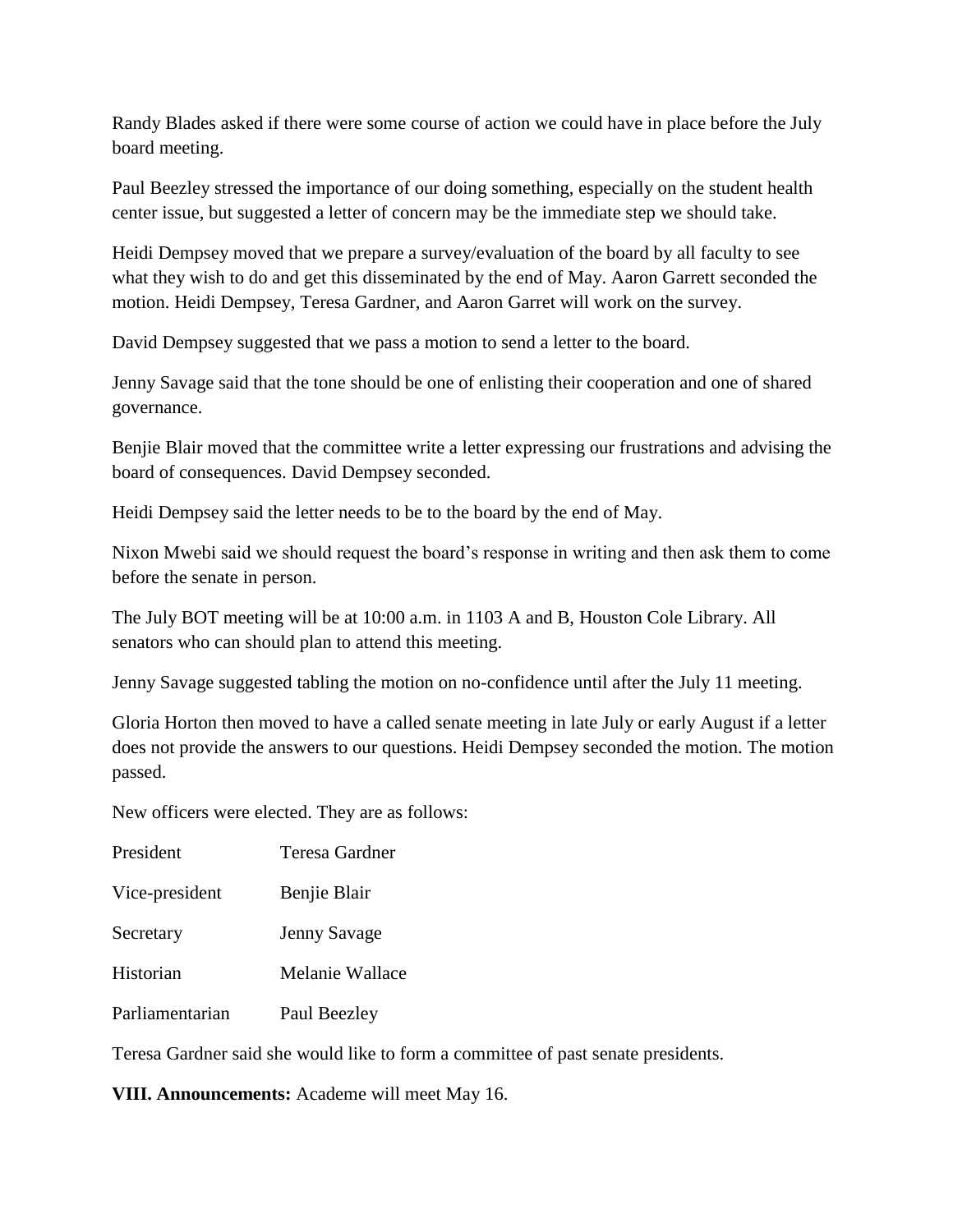Randy Blades asked if there were some course of action we could have in place before the July board meeting.

Paul Beezley stressed the importance of our doing something, especially on the student health center issue, but suggested a letter of concern may be the immediate step we should take.

Heidi Dempsey moved that we prepare a survey/evaluation of the board by all faculty to see what they wish to do and get this disseminated by the end of May. Aaron Garrett seconded the motion. Heidi Dempsey, Teresa Gardner, and Aaron Garret will work on the survey.

David Dempsey suggested that we pass a motion to send a letter to the board.

Jenny Savage said that the tone should be one of enlisting their cooperation and one of shared governance.

Benjie Blair moved that the committee write a letter expressing our frustrations and advising the board of consequences. David Dempsey seconded.

Heidi Dempsey said the letter needs to be to the board by the end of May.

Nixon Mwebi said we should request the board's response in writing and then ask them to come before the senate in person.

The July BOT meeting will be at 10:00 a.m. in 1103 A and B, Houston Cole Library. All senators who can should plan to attend this meeting.

Jenny Savage suggested tabling the motion on no-confidence until after the July 11 meeting.

Gloria Horton then moved to have a called senate meeting in late July or early August if a letter does not provide the answers to our questions. Heidi Dempsey seconded the motion. The motion passed.

New officers were elected. They are as follows:

| | |
|---|---|
| President | Teresa Gardner |
| Vice-president | Benjie Blair |
| Secretary | Jenny Savage |
| Historian | Melanie Wallace |
| Parliamentarian | Paul Beezley |

Teresa Gardner said she would like to form a committee of past senate presidents.

**VIII. Announcements:** Academe will meet May 16.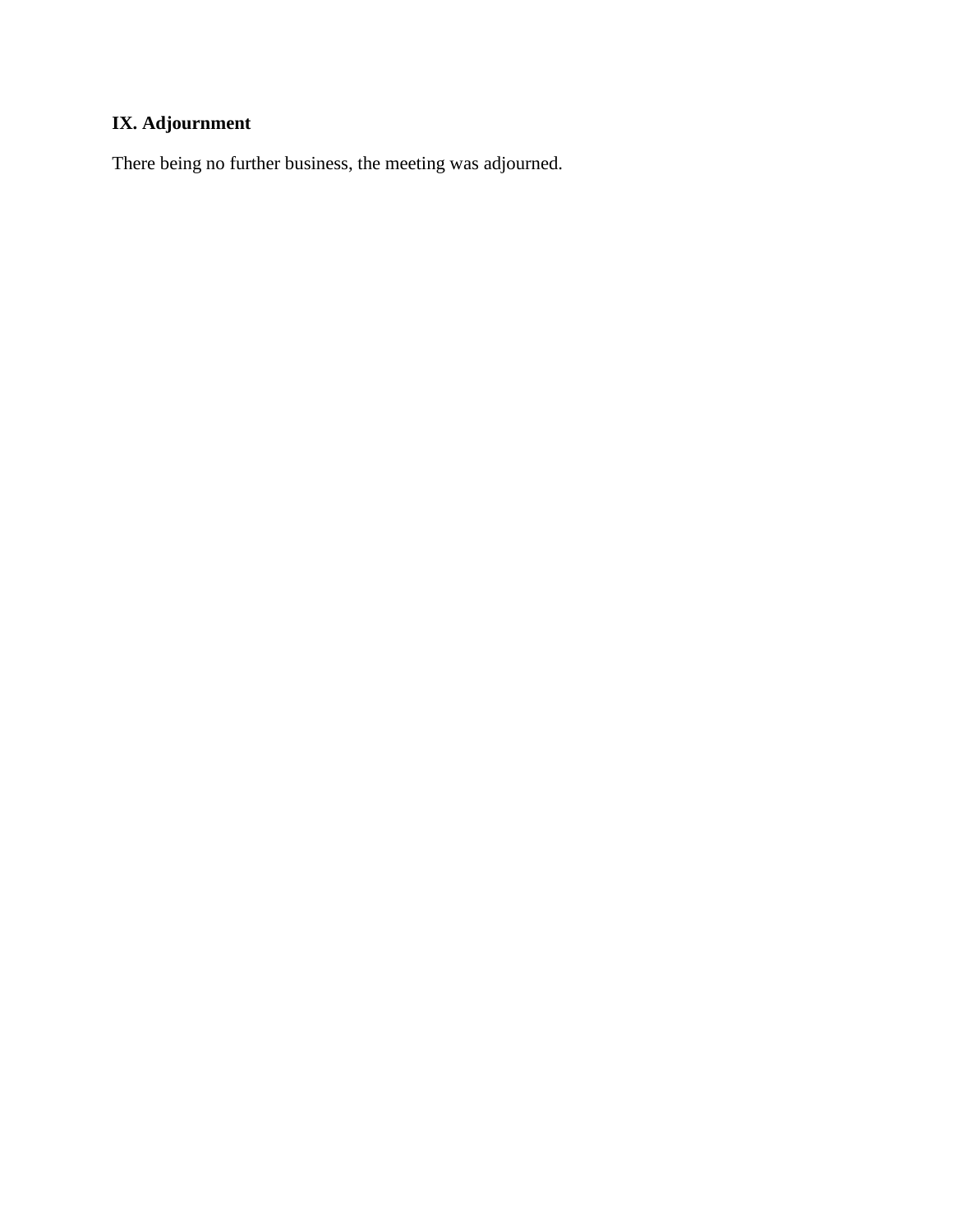**IX. Adjournment**

There being no further business, the meeting was adjourned.